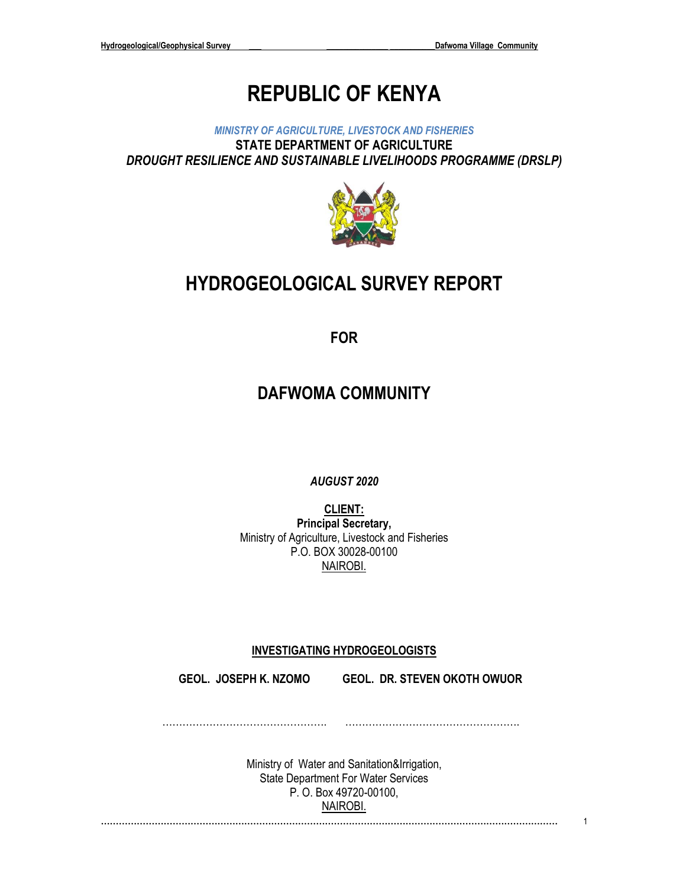# REPUBLIC OF KENYA

*MINISTRY OF AGRICULTURE, LIVESTOCK AND FISHERIES*

**STATE DEPARTMENT OF AGRICULTURE**

***DROUGHT RESILIENCE AND SUSTAINABLE LIVELIHOODS PROGRAMME (DRSLP)***

# HYDROGEOLOGICAL SURVEY REPORT

**FOR**

# DAFWOMA COMMUNITY

***AUGUST 2020***

**CLIENT:**
**Principal Secretary,**
Ministry of Agriculture, Livestock and Fisheries
P.O. BOX 30028-00100
NAIROBI.

**INVESTIGATING HYDROGEOLOGISTS**

**GEOL. JOSEPH K. NZOMO** **GEOL. DR. STEVEN OKOTH OWUOR**

………………………………………… ……………………………………………

Ministry of Water and Sanitation&Irrigation,
State Department For Water Services
P. O. Box 49720-00100,
NAIROBI.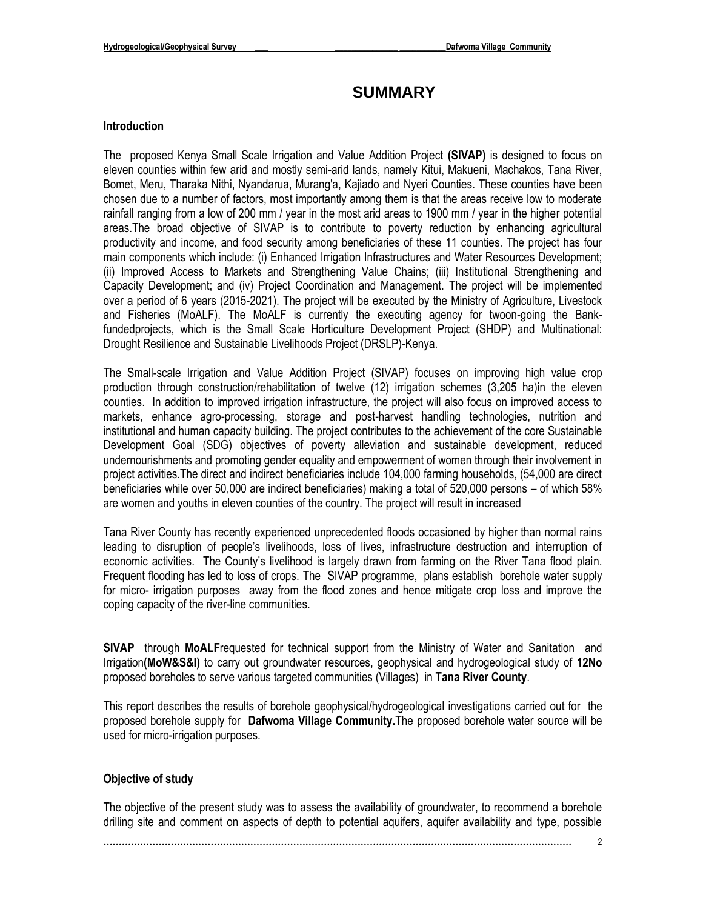# SUMMARY

### Introduction

The proposed Kenya Small Scale Irrigation and Value Addition Project **(SIVAP)** is designed to focus on eleven counties within few arid and mostly semi-arid lands, namely Kitui, Makueni, Machakos, Tana River, Bomet, Meru, Tharaka Nithi, Nyandarua, Murang'a, Kajiado and Nyeri Counties. These counties have been chosen due to a number of factors, most importantly among them is that the areas receive low to moderate rainfall ranging from a low of 200 mm / year in the most arid areas to 1900 mm / year in the higher potential areas.The broad objective of SIVAP is to contribute to poverty reduction by enhancing agricultural productivity and income, and food security among beneficiaries of these 11 counties. The project has four main components which include: (i) Enhanced Irrigation Infrastructures and Water Resources Development; (ii) Improved Access to Markets and Strengthening Value Chains; (iii) Institutional Strengthening and Capacity Development; and (iv) Project Coordination and Management. The project will be implemented over a period of 6 years (2015-2021). The project will be executed by the Ministry of Agriculture, Livestock and Fisheries (MoALF). The MoALF is currently the executing agency for twoon-going the Bank-fundedprojects, which is the Small Scale Horticulture Development Project (SHDP) and Multinational: Drought Resilience and Sustainable Livelihoods Project (DRSLP)-Kenya.

The Small-scale Irrigation and Value Addition Project (SIVAP) focuses on improving high value crop production through construction/rehabilitation of twelve (12) irrigation schemes (3,205 ha)in the eleven counties. In addition to improved irrigation infrastructure, the project will also focus on improved access to markets, enhance agro-processing, storage and post-harvest handling technologies, nutrition and institutional and human capacity building. The project contributes to the achievement of the core Sustainable Development Goal (SDG) objectives of poverty alleviation and sustainable development, reduced undernourishments and promoting gender equality and empowerment of women through their involvement in project activities.The direct and indirect beneficiaries include 104,000 farming households, (54,000 are direct beneficiaries while over 50,000 are indirect beneficiaries) making a total of 520,000 persons – of which 58% are women and youths in eleven counties of the country. The project will result in increased

Tana River County has recently experienced unprecedented floods occasioned by higher than normal rains leading to disruption of people's livelihoods, loss of lives, infrastructure destruction and interruption of economic activities. The County's livelihood is largely drawn from farming on the River Tana flood plain. Frequent flooding has led to loss of crops. The SIVAP programme, plans establish borehole water supply for micro- irrigation purposes away from the flood zones and hence mitigate crop loss and improve the coping capacity of the river-line communities.

**SIVAP** through **MoALF**requested for technical support from the Ministry of Water and Sanitation and Irrigation**(MoW&S&I)** to carry out groundwater resources, geophysical and hydrogeological study of **12No** proposed boreholes to serve various targeted communities (Villages) in **Tana River County**.

This report describes the results of borehole geophysical/hydrogeological investigations carried out for the proposed borehole supply for **Dafwoma Village Community.**The proposed borehole water source will be used for micro-irrigation purposes.

### Objective of study

The objective of the present study was to assess the availability of groundwater, to recommend a borehole drilling site and comment on aspects of depth to potential aquifers, aquifer availability and type, possible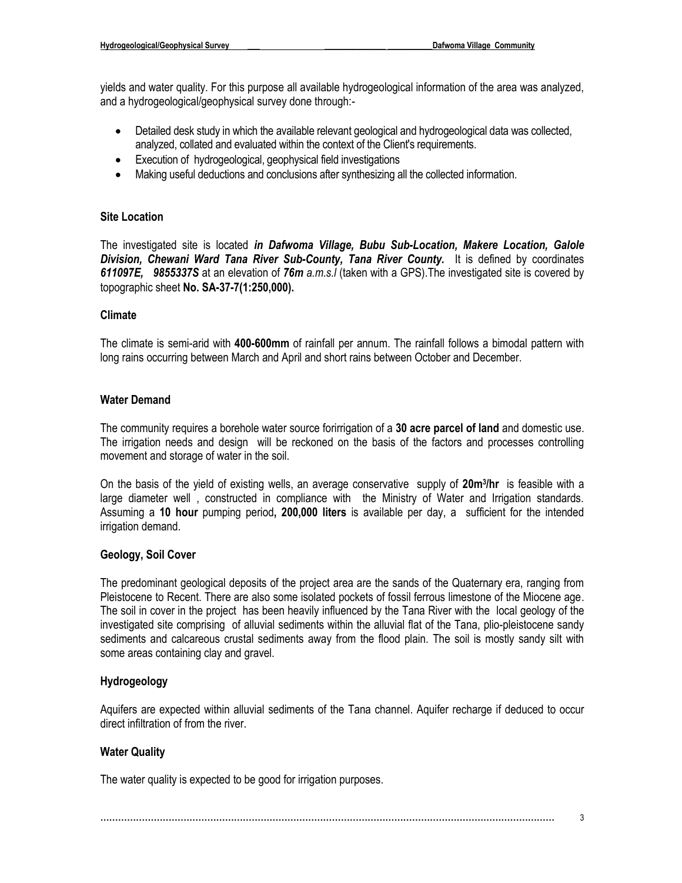yields and water quality. For this purpose all available hydrogeological information of the area was analyzed, and a hydrogeological/geophysical survey done through:-

- Detailed desk study in which the available relevant geological and hydrogeological data was collected, analyzed, collated and evaluated within the context of the Client's requirements.
- Execution of hydrogeological, geophysical field investigations
- Making useful deductions and conclusions after synthesizing all the collected information.

### Site Location

The investigated site is located ***in Dafwoma Village, Bubu Sub-Location, Makere Location, Galole Division, Chewani Ward Tana River Sub-County, Tana River County.*** It is defined by coordinates ***611097E, 9855337S*** at an elevation of ***76m*** *a.m.s.l* (taken with a GPS).The investigated site is covered by topographic sheet **No. SA-37-7(1:250,000).**

### Climate

The climate is semi-arid with **400-600mm** of rainfall per annum. The rainfall follows a bimodal pattern with long rains occurring between March and April and short rains between October and December.

### Water Demand

The community requires a borehole water source forirrigation of a **30 acre parcel of land** and domestic use. The irrigation needs and design will be reckoned on the basis of the factors and processes controlling movement and storage of water in the soil.

On the basis of the yield of existing wells, an average conservative supply of **20m$^3$/hr** is feasible with a large diameter well , constructed in compliance with the Ministry of Water and Irrigation standards. Assuming a **10 hour** pumping period**, 200,000 liters** is available per day, a sufficient for the intended irrigation demand.

### Geology, Soil Cover

The predominant geological deposits of the project area are the sands of the Quaternary era, ranging from Pleistocene to Recent. There are also some isolated pockets of fossil ferrous limestone of the Miocene age. The soil in cover in the project has been heavily influenced by the Tana River with the local geology of the investigated site comprising of alluvial sediments within the alluvial flat of the Tana, plio-pleistocene sandy sediments and calcareous crustal sediments away from the flood plain. The soil is mostly sandy silt with some areas containing clay and gravel.

### Hydrogeology

Aquifers are expected within alluvial sediments of the Tana channel. Aquifer recharge if deduced to occur direct infiltration of from the river.

### Water Quality

The water quality is expected to be good for irrigation purposes.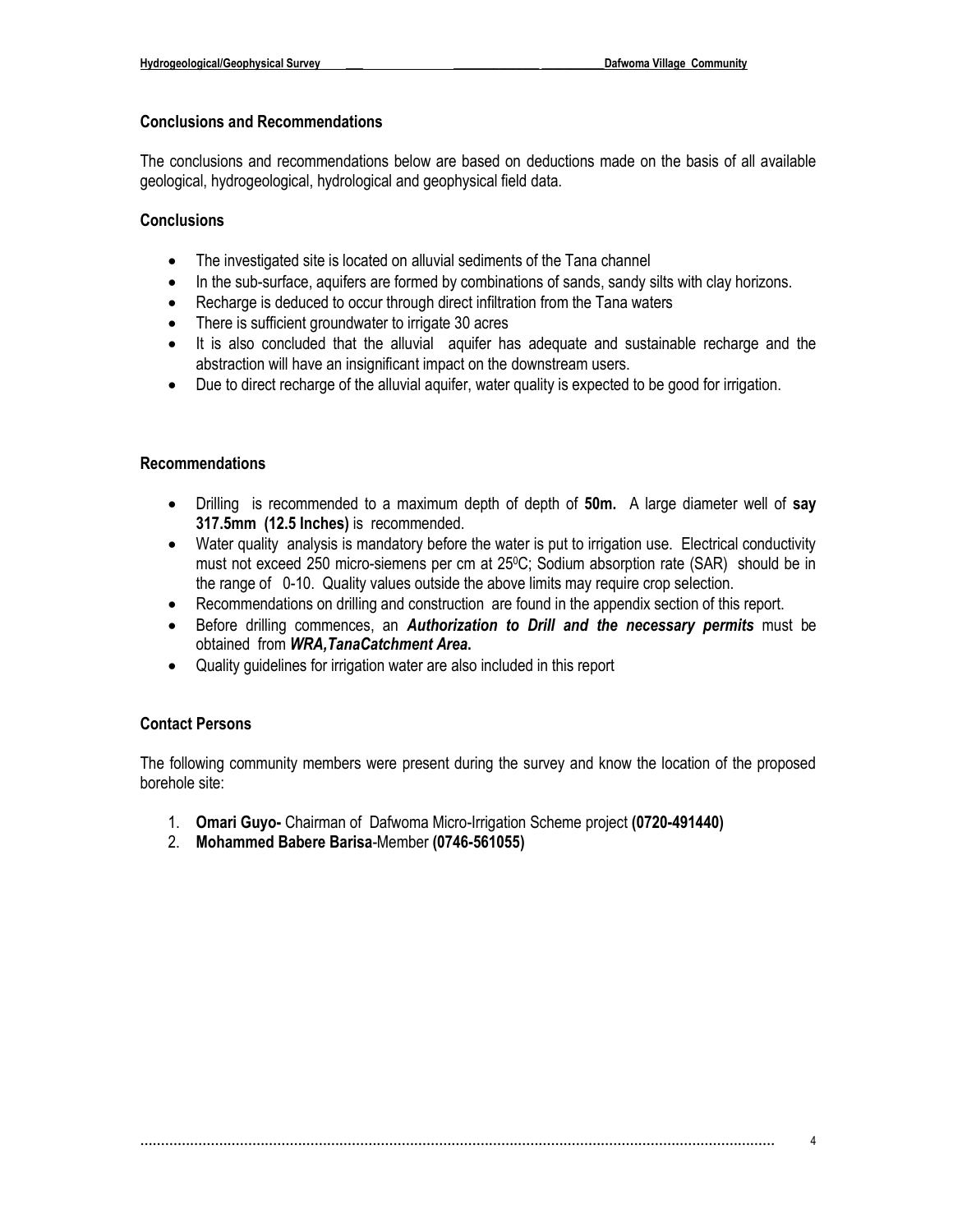## Conclusions and Recommendations

The conclusions and recommendations below are based on deductions made on the basis of all available geological, hydrogeological, hydrological and geophysical field data.

### Conclusions

- The investigated site is located on alluvial sediments of the Tana channel
- In the sub-surface, aquifers are formed by combinations of sands, sandy silts with clay horizons.
- Recharge is deduced to occur through direct infiltration from the Tana waters
- There is sufficient groundwater to irrigate 30 acres
- It is also concluded that the alluvial aquifer has adequate and sustainable recharge and the abstraction will have an insignificant impact on the downstream users.
- Due to direct recharge of the alluvial aquifer, water quality is expected to be good for irrigation.

### Recommendations

- Drilling is recommended to a maximum depth of depth of **50m.** A large diameter well of **say 317.5mm (12.5 Inches)** is recommended.
- Water quality analysis is mandatory before the water is put to irrigation use. Electrical conductivity must not exceed 250 micro-siemens per cm at $25^0$C; Sodium absorption rate (SAR) should be in the range of 0-10. Quality values outside the above limits may require crop selection.
- Recommendations on drilling and construction are found in the appendix section of this report.
- Before drilling commences, an ***Authorization to Drill and the necessary permits*** must be obtained from ***WRA,TanaCatchment Area.***
- Quality guidelines for irrigation water are also included in this report

### Contact Persons

The following community members were present during the survey and know the location of the proposed borehole site:

1. **Omari Guyo-** Chairman of Dafwoma Micro-Irrigation Scheme project **(0720-491440)**
2. **Mohammed Babere Barisa**-Member **(0746-561055)**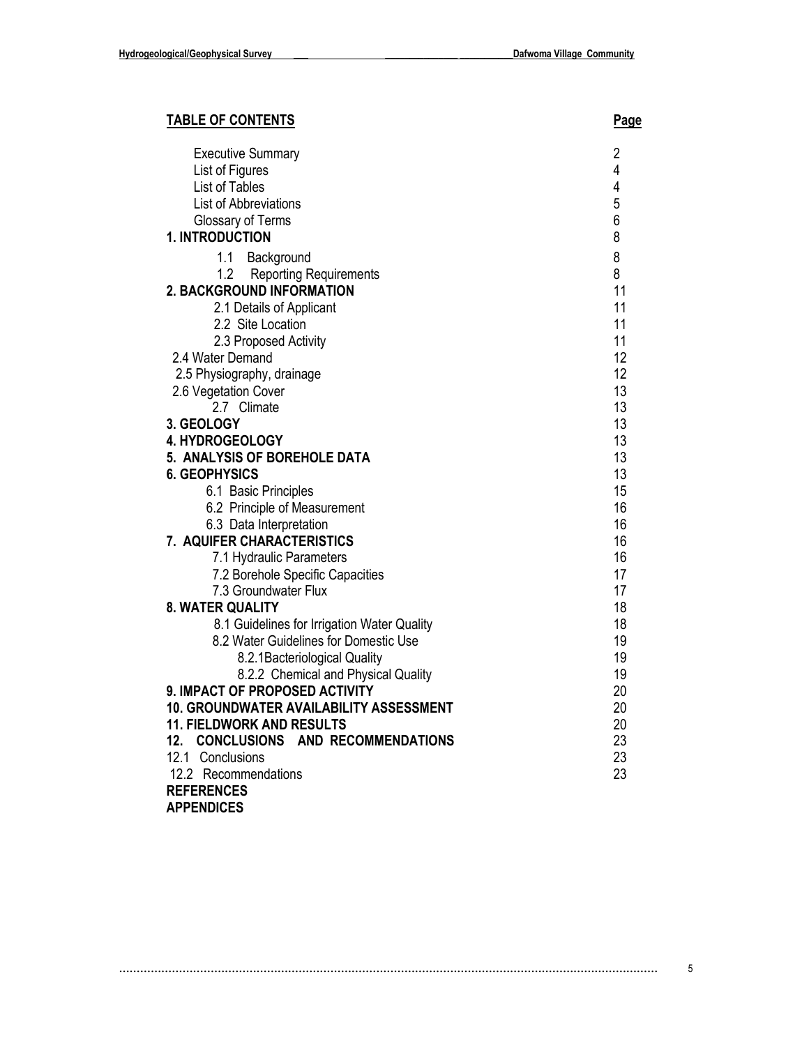## TABLE OF CONTENTS

| | Page |
|---|---|
| Executive Summary | 2 |
| List of Figures | 4 |
| List of Tables | 4 |
| List of Abbreviations | 5 |
| Glossary of Terms | 6 |
| **1. INTRODUCTION** | 8 |
| 1.1 Background | 8 |
| 1.2 Reporting Requirements | 8 |
| **2. BACKGROUND INFORMATION** | 11 |
| 2.1 Details of Applicant | 11 |
| 2.2 Site Location | 11 |
| 2.3 Proposed Activity | 11 |
| 2.4 Water Demand | 12 |
| 2.5 Physiography, drainage | 12 |
| 2.6 Vegetation Cover | 13 |
| 2.7 Climate | 13 |
| **3. GEOLOGY** | 13 |
| **4. HYDROGEOLOGY** | 13 |
| **5. ANALYSIS OF BOREHOLE DATA** | 13 |
| **6. GEOPHYSICS** | 13 |
| 6.1 Basic Principles | 15 |
| 6.2 Principle of Measurement | 16 |
| 6.3 Data Interpretation | 16 |
| **7. AQUIFER CHARACTERISTICS** | 16 |
| 7.1 Hydraulic Parameters | 16 |
| 7.2 Borehole Specific Capacities | 17 |
| 7.3 Groundwater Flux | 17 |
| **8. WATER QUALITY** | 18 |
| 8.1 Guidelines for Irrigation Water Quality | 18 |
| 8.2 Water Guidelines for Domestic Use | 19 |
| 8.2.1Bacteriological Quality | 19 |
| 8.2.2 Chemical and Physical Quality | 19 |
| **9. IMPACT OF PROPOSED ACTIVITY** | 20 |
| **10. GROUNDWATER AVAILABILITY ASSESSMENT** | 20 |
| **11. FIELDWORK AND RESULTS** | 20 |
| **12. CONCLUSIONS AND RECOMMENDATIONS** | 23 |
| 12.1 Conclusions | 23 |
| 12.2 Recommendations | 23 |
| **REFERENCES** | |
| **APPENDICES** | |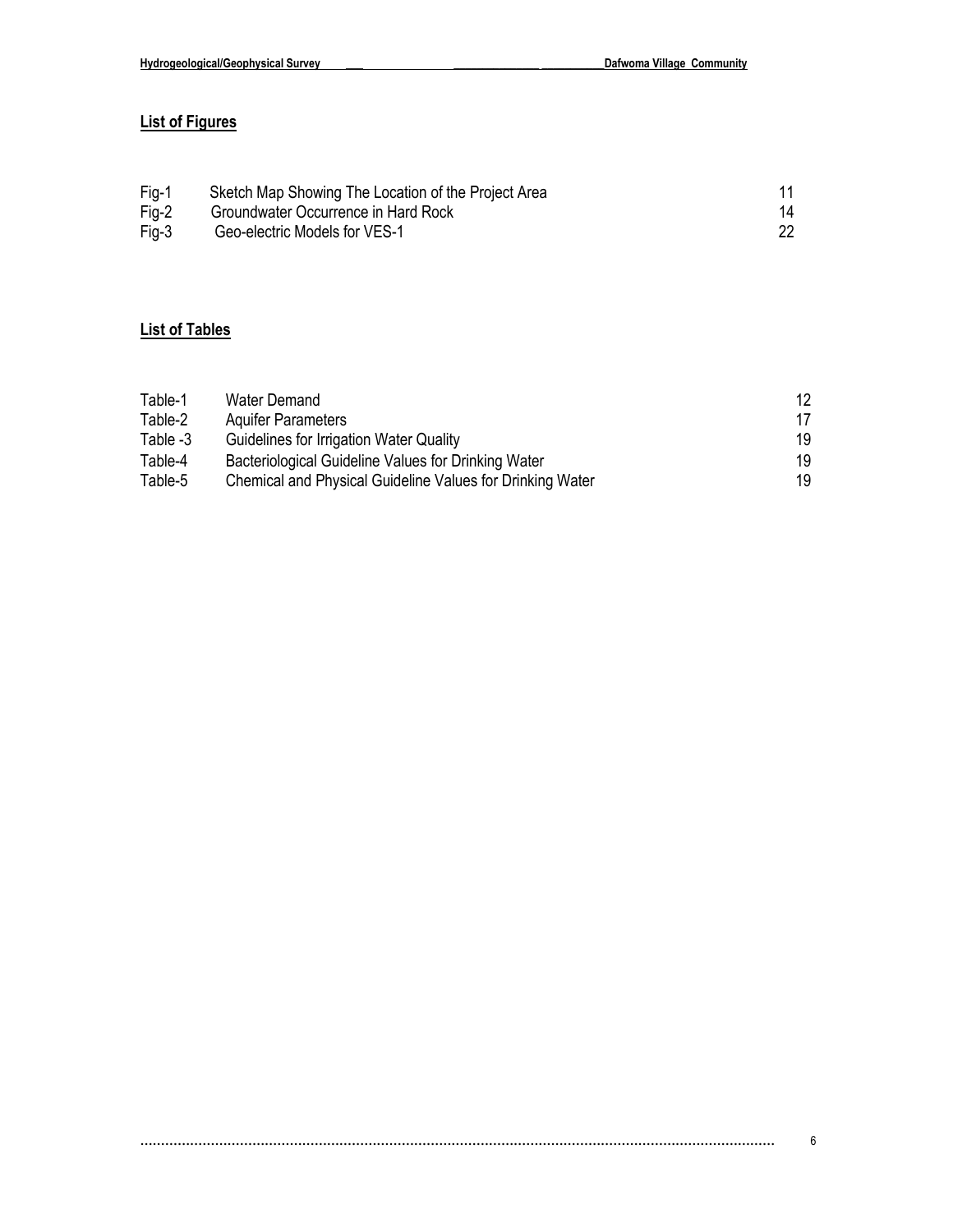## List of Figures

| | | |
|---|---|---|
| Fig-1 | Sketch Map Showing The Location of the Project Area | 11 |
| Fig-2 | Groundwater Occurrence in Hard Rock | 14 |
| Fig-3 | Geo-electric Models for VES-1 | 22 |

## List of Tables

| | | |
|---|---|---|
| Table-1 | Water Demand | 12 |
| Table-2 | Aquifer Parameters | 17 |
| Table -3 | Guidelines for Irrigation Water Quality | 19 |
| Table-4 | Bacteriological Guideline Values for Drinking Water | 19 |
| Table-5 | Chemical and Physical Guideline Values for Drinking Water | 19 |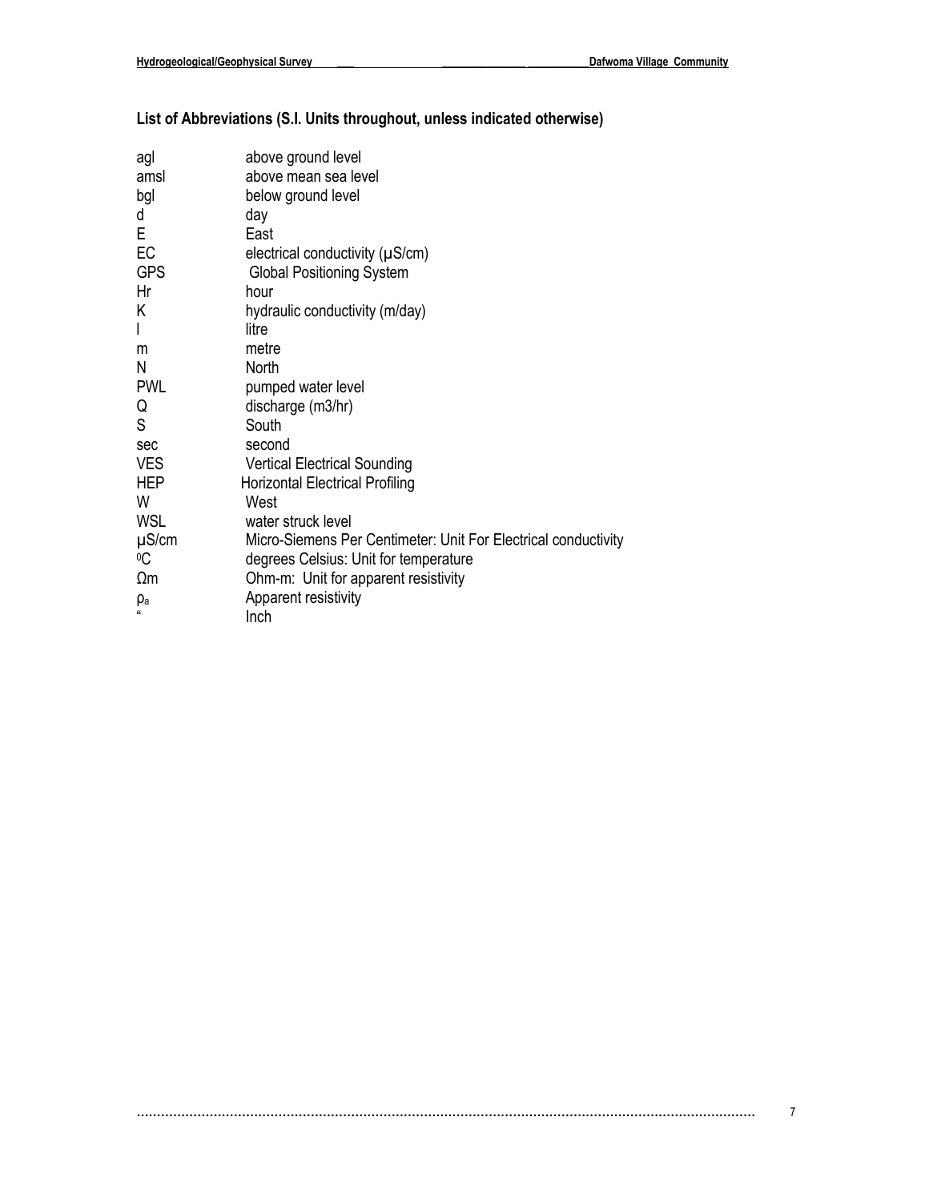**List of Abbreviations (S.I. Units throughout, unless indicated otherwise)**

| | |
|---|---|
| agl | above ground level |
| amsl | above mean sea level |
| bgl | below ground level |
| d | day |
| E | East |
| EC | electrical conductivity (µS/cm) |
| GPS | Global Positioning System |
| Hr | hour |
| K | hydraulic conductivity (m/day) |
| l | litre |
| m | metre |
| N | North |
| PWL | pumped water level |
| Q | discharge (m3/hr) |
| S | South |
| sec | second |
| VES | Vertical Electrical Sounding |
| HEP | Horizontal Electrical Profiling |
| W | West |
| WSL | water struck level |
| µS/cm | Micro-Siemens Per Centimeter: Unit For Electrical conductivity |
| $^0$C | degrees Celsius: Unit for temperature |
| Ωm | Ohm-m: Unit for apparent resistivity |
| $\rho_a$ | Apparent resistivity |
| " | Inch |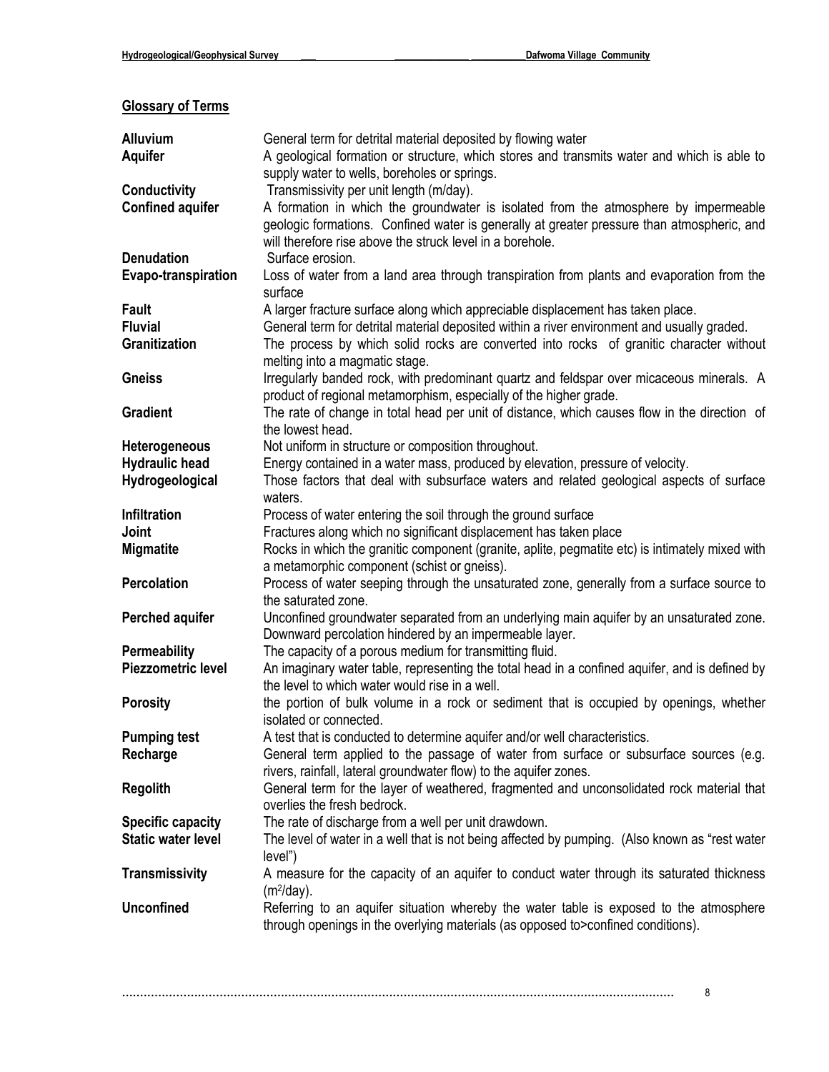## Glossary of Terms

| | |
|---|---|
| **Alluvium** | General term for detrital material deposited by flowing water |
| **Aquifer** | A geological formation or structure, which stores and transmits water and which is able to supply water to wells, boreholes or springs. |
| **Conductivity** | Transmissivity per unit length (m/day). |
| **Confined aquifer** | A formation in which the groundwater is isolated from the atmosphere by impermeable geologic formations. Confined water is generally at greater pressure than atmospheric, and will therefore rise above the struck level in a borehole. |
| **Denudation** | Surface erosion. |
| **Evapo-transpiration** | Loss of water from a land area through transpiration from plants and evaporation from the surface |
| **Fault** | A larger fracture surface along which appreciable displacement has taken place. |
| **Fluvial** | General term for detrital material deposited within a river environment and usually graded. |
| **Granitization** | The process by which solid rocks are converted into rocks of granitic character without melting into a magmatic stage. |
| **Gneiss** | Irregularly banded rock, with predominant quartz and feldspar over micaceous minerals. A product of regional metamorphism, especially of the higher grade. |
| **Gradient** | The rate of change in total head per unit of distance, which causes flow in the direction of the lowest head. |
| **Heterogeneous** | Not uniform in structure or composition throughout. |
| **Hydraulic head** | Energy contained in a water mass, produced by elevation, pressure of velocity. |
| **Hydrogeological** | Those factors that deal with subsurface waters and related geological aspects of surface waters. |
| **Infiltration** | Process of water entering the soil through the ground surface |
| **Joint** | Fractures along which no significant displacement has taken place |
| **Migmatite** | Rocks in which the granitic component (granite, aplite, pegmatite etc) is intimately mixed with a metamorphic component (schist or gneiss). |
| **Percolation** | Process of water seeping through the unsaturated zone, generally from a surface source to the saturated zone. |
| **Perched aquifer** | Unconfined groundwater separated from an underlying main aquifer by an unsaturated zone. Downward percolation hindered by an impermeable layer. |
| **Permeability** | The capacity of a porous medium for transmitting fluid. |
| **Piezzometric level** | An imaginary water table, representing the total head in a confined aquifer, and is defined by the level to which water would rise in a well. |
| **Porosity** | the portion of bulk volume in a rock or sediment that is occupied by openings, whether isolated or connected. |
| **Pumping test** | A test that is conducted to determine aquifer and/or well characteristics. |
| **Recharge** | General term applied to the passage of water from surface or subsurface sources (e.g. rivers, rainfall, lateral groundwater flow) to the aquifer zones. |
| **Regolith** | General term for the layer of weathered, fragmented and unconsolidated rock material that overlies the fresh bedrock. |
| **Specific capacity** | The rate of discharge from a well per unit drawdown. |
| **Static water level** | The level of water in a well that is not being affected by pumping. (Also known as "rest water level") |
| **Transmissivity** | A measure for the capacity of an aquifer to conduct water through its saturated thickness ($m^2$/day). |
| **Unconfined** | Referring to an aquifer situation whereby the water table is exposed to the atmosphere through openings in the overlying materials (as opposed to>confined conditions). |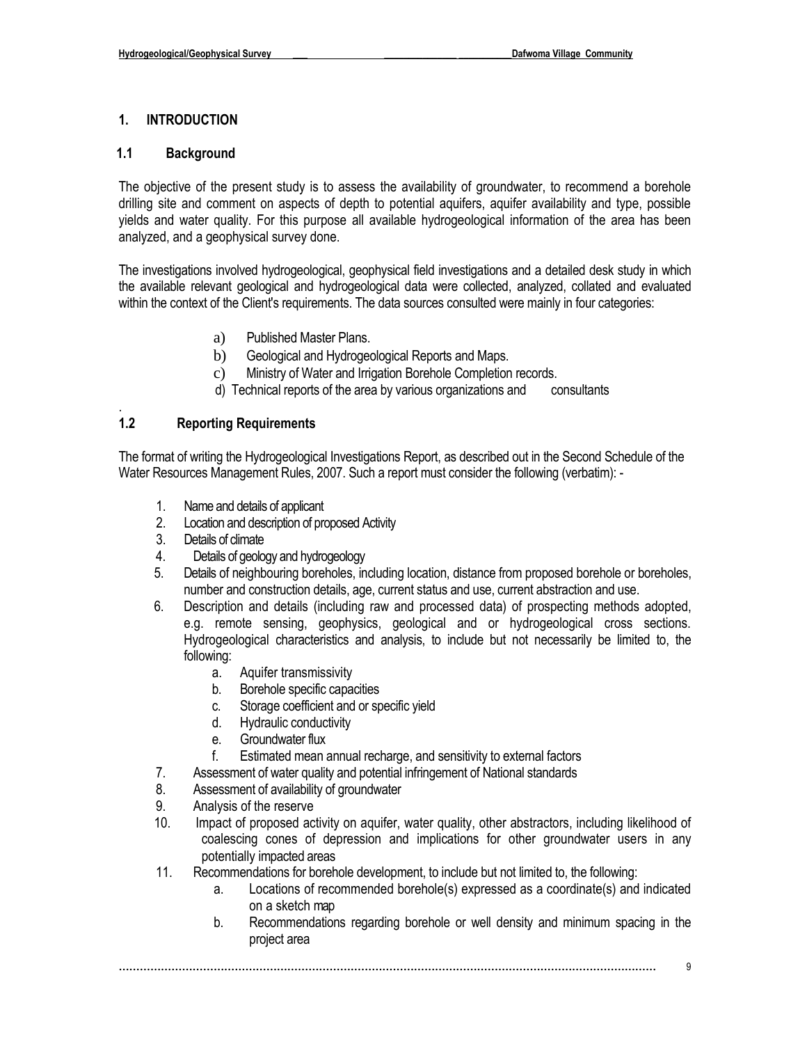# 1. INTRODUCTION

## 1.1 Background

The objective of the present study is to assess the availability of groundwater, to recommend a borehole drilling site and comment on aspects of depth to potential aquifers, aquifer availability and type, possible yields and water quality. For this purpose all available hydrogeological information of the area has been analyzed, and a geophysical survey done.

The investigations involved hydrogeological, geophysical field investigations and a detailed desk study in which the available relevant geological and hydrogeological data were collected, analyzed, collated and evaluated within the context of the Client's requirements. The data sources consulted were mainly in four categories:

a) Published Master Plans.
b) Geological and Hydrogeological Reports and Maps.
c) Ministry of Water and Irrigation Borehole Completion records.
d) Technical reports of the area by various organizations and consultants

.

## 1.2 Reporting Requirements

The format of writing the Hydrogeological Investigations Report, as described out in the Second Schedule of the Water Resources Management Rules, 2007. Such a report must consider the following (verbatim): -

1. Name and details of applicant
2. Location and description of proposed Activity
3. Details of climate
4. Details of geology and hydrogeology
5. Details of neighbouring boreholes, including location, distance from proposed borehole or boreholes, number and construction details, age, current status and use, current abstraction and use.
6. Description and details (including raw and processed data) of prospecting methods adopted, e.g. remote sensing, geophysics, geological and or hydrogeological cross sections. Hydrogeological characteristics and analysis, to include but not necessarily be limited to, the following:
    a. Aquifer transmissivity
    b. Borehole specific capacities
    c. Storage coefficient and or specific yield
    d. Hydraulic conductivity
    e. Groundwater flux
    f. Estimated mean annual recharge, and sensitivity to external factors
7. Assessment of water quality and potential infringement of National standards
8. Assessment of availability of groundwater
9. Analysis of the reserve
10. Impact of proposed activity on aquifer, water quality, other abstractors, including likelihood of coalescing cones of depression and implications for other groundwater users in any potentially impacted areas
11. Recommendations for borehole development, to include but not limited to, the following:
    a. Locations of recommended borehole(s) expressed as a coordinate(s) and indicated on a sketch map
    b. Recommendations regarding borehole or well density and minimum spacing in the project area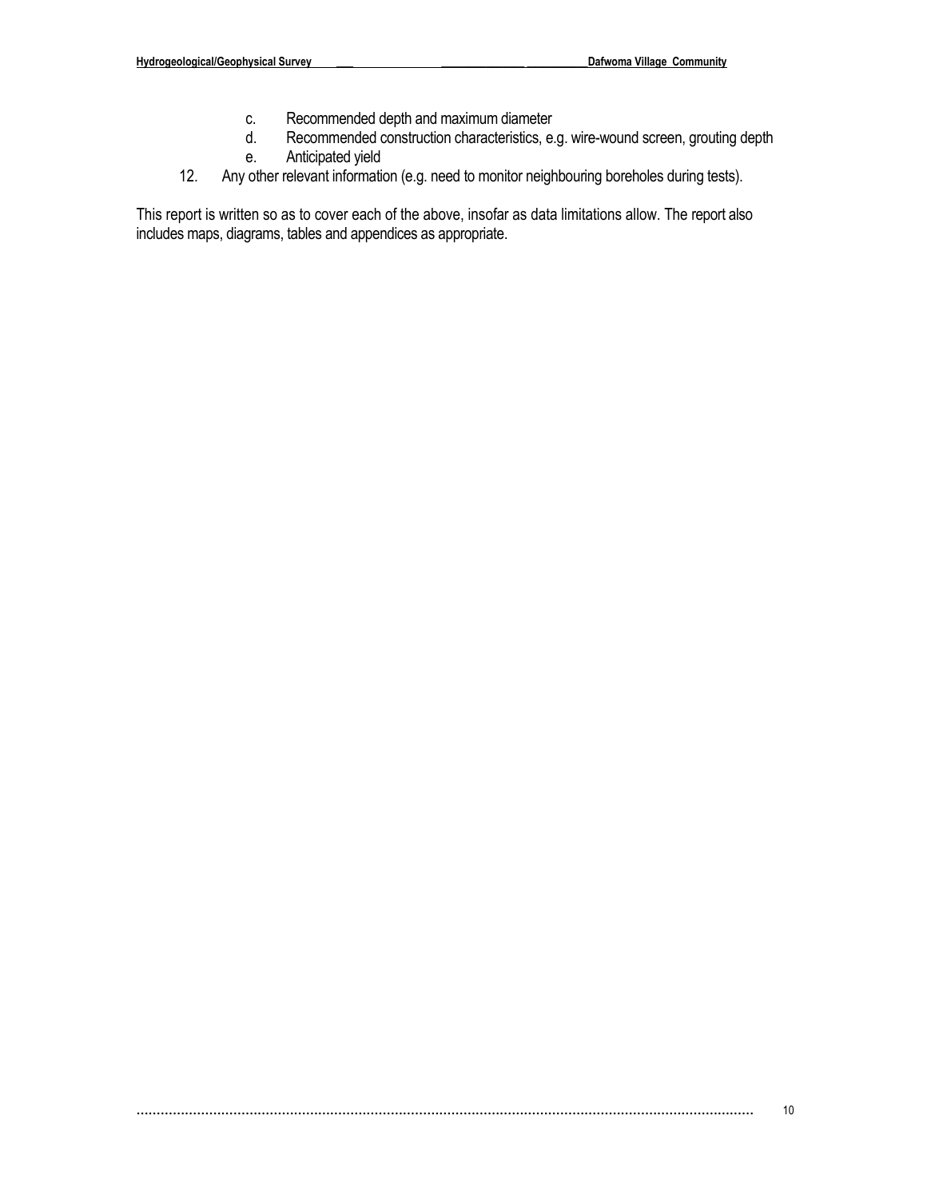c. Recommended depth and maximum diameter
    d. Recommended construction characteristics, e.g. wire-wound screen, grouting depth
    e. Anticipated yield

12. Any other relevant information (e.g. need to monitor neighbouring boreholes during tests).

This report is written so as to cover each of the above, insofar as data limitations allow. The report also includes maps, diagrams, tables and appendices as appropriate.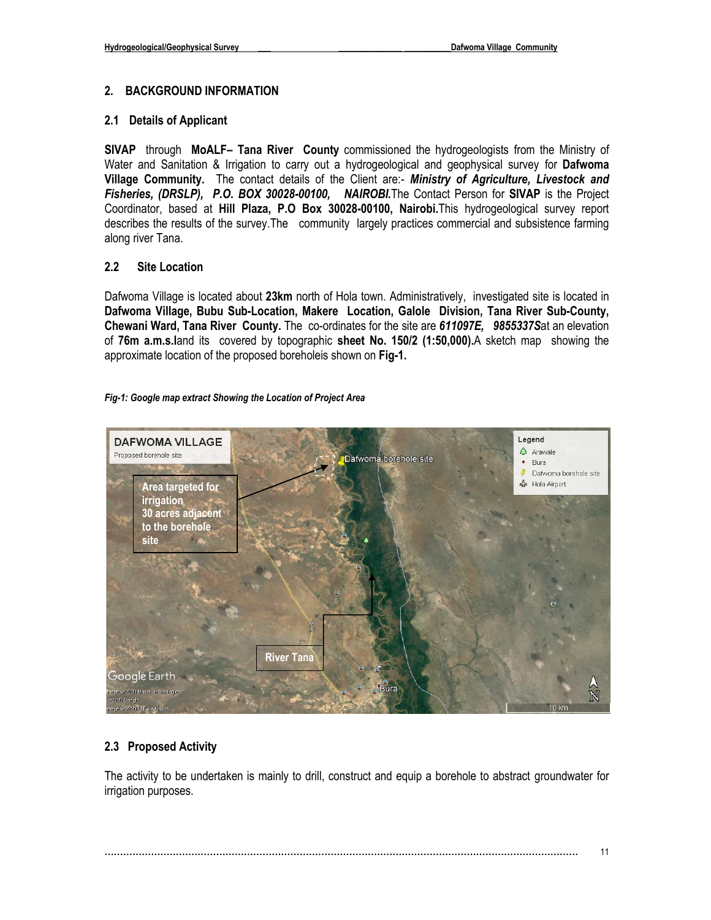## 2. BACKGROUND INFORMATION

### 2.1 Details of Applicant

**SIVAP** through **MoALF– Tana River County** commissioned the hydrogeologists from the Ministry of Water and Sanitation & Irrigation to carry out a hydrogeological and geophysical survey for **Dafwoma Village Community.** The contact details of the Client are:- ***Ministry of Agriculture, Livestock and Fisheries, (DRSLP), P.O. BOX 30028-00100, NAIROBI.*** The Contact Person for **SIVAP** is the Project Coordinator, based at **Hill Plaza, P.O Box 30028-00100, Nairobi.** This hydrogeological survey report describes the results of the survey.The community largely practices commercial and subsistence farming along river Tana.

### 2.2 Site Location

Dafwoma Village is located about **23km** north of Hola town. Administratively, investigated site is located in **Dafwoma Village, Bubu Sub-Location, Makere Location, Galole Division, Tana River Sub-County, Chewani Ward, Tana River County.** The co-ordinates for the site are ***611097E, 9855337S*** at an elevation of **76m a.m.s.l** and its covered by topographic **sheet No. 150/2 (1:50,000).** A sketch map showing the approximate location of the proposed borehole is shown on **Fig-1.**

***Fig-1: Google map extract Showing the Location of Project Area***

### 2.3 Proposed Activity

The activity to be undertaken is mainly to drill, construct and equip a borehole to abstract groundwater for irrigation purposes.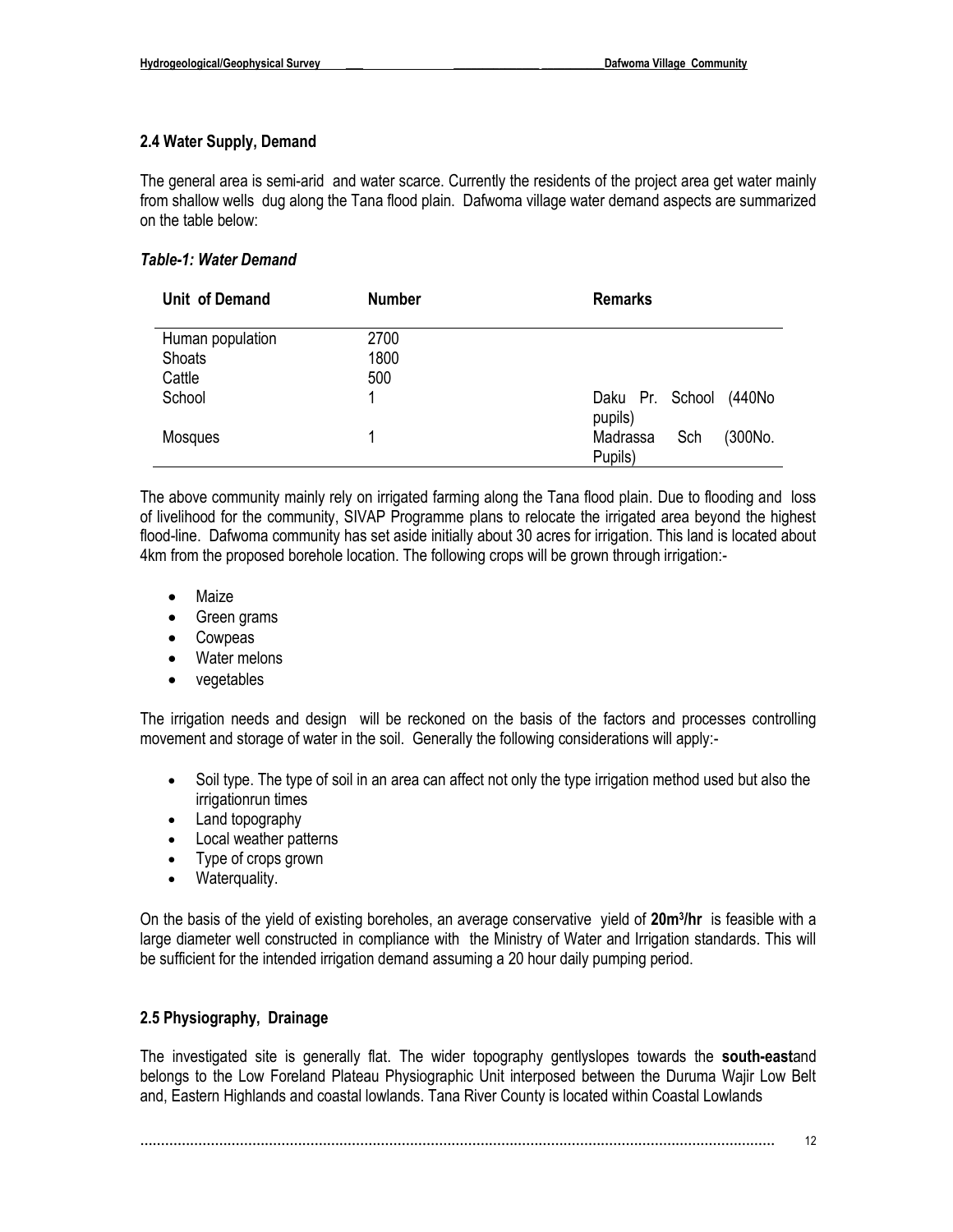## 2.4 Water Supply, Demand

The general area is semi-arid and water scarce. Currently the residents of the project area get water mainly from shallow wells dug along the Tana flood plain. Dafwoma village water demand aspects are summarized on the table below:

### *Table-1: Water Demand*

| Unit of Demand | Number | Remarks |
|---|---|---|
| Human population | 2700 | |
| Shoats | 1800 | |
| Cattle | 500 | |
| School | 1 | Daku Pr. School (440No pupils) |
| Mosques | 1 | Madrassa Sch (300No. Pupils) |

The above community mainly rely on irrigated farming along the Tana flood plain. Due to flooding and loss of livelihood for the community, SIVAP Programme plans to relocate the irrigated area beyond the highest flood-line. Dafwoma community has set aside initially about 30 acres for irrigation. This land is located about 4km from the proposed borehole location. The following crops will be grown through irrigation:-

- Maize
- Green grams
- Cowpeas
- Water melons
- vegetables

The irrigation needs and design will be reckoned on the basis of the factors and processes controlling movement and storage of water in the soil. Generally the following considerations will apply:-

- Soil type. The type of soil in an area can affect not only the type irrigation method used but also the irrigationrun times
- Land topography
- Local weather patterns
- Type of crops grown
- Waterquality.

On the basis of the yield of existing boreholes, an average conservative yield of **20m$^3$/hr** is feasible with a large diameter well constructed in compliance with the Ministry of Water and Irrigation standards. This will be sufficient for the intended irrigation demand assuming a 20 hour daily pumping period.

## 2.5 Physiography, Drainage

The investigated site is generally flat. The wider topography gentlyslopes towards the **south-east**and belongs to the Low Foreland Plateau Physiographic Unit interposed between the Duruma Wajir Low Belt and, Eastern Highlands and coastal lowlands. Tana River County is located within Coastal Lowlands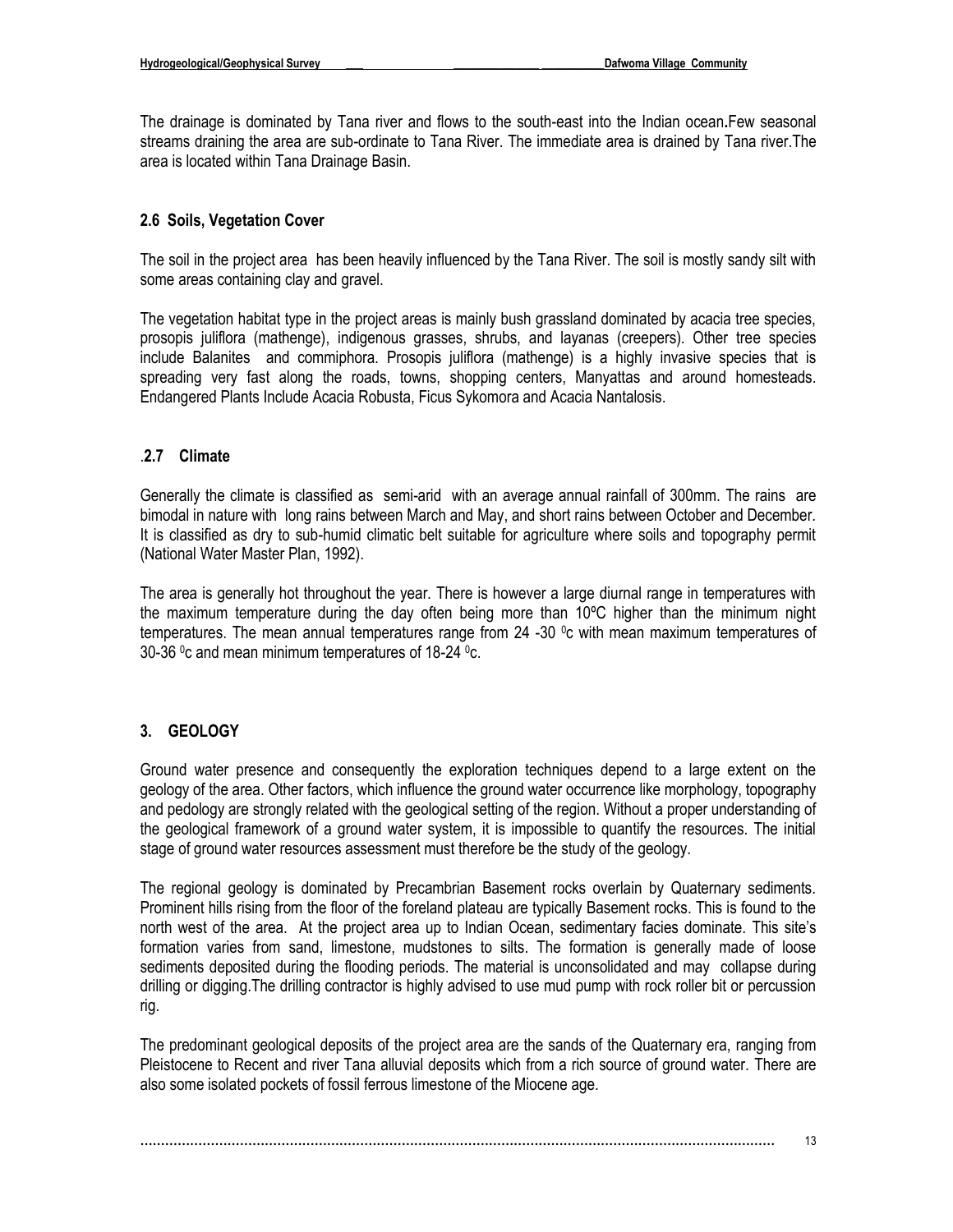The drainage is dominated by Tana river and flows to the south-east into the Indian ocean**.**Few seasonal streams draining the area are sub-ordinate to Tana River. The immediate area is drained by Tana river.The area is located within Tana Drainage Basin.

## 2.6 Soils, Vegetation Cover

The soil in the project area has been heavily influenced by the Tana River. The soil is mostly sandy silt with some areas containing clay and gravel.

The vegetation habitat type in the project areas is mainly bush grassland dominated by acacia tree species, prosopis juliflora (mathenge), indigenous grasses, shrubs, and layanas (creepers). Other tree species include Balanites and commiphora. Prosopis juliflora (mathenge) is a highly invasive species that is spreading very fast along the roads, towns, shopping centers, Manyattas and around homesteads. Endangered Plants Include Acacia Robusta, Ficus Sykomora and Acacia Nantalosis.

## .2.7 Climate

Generally the climate is classified as semi-arid with an average annual rainfall of 300mm. The rains are bimodal in nature with long rains between March and May, and short rains between October and December. It is classified as dry to sub-humid climatic belt suitable for agriculture where soils and topography permit (National Water Master Plan, 1992).

The area is generally hot throughout the year. There is however a large diurnal range in temperatures with the maximum temperature during the day often being more than 10ºC higher than the minimum night temperatures. The mean annual temperatures range from 24 -30 $^0$c with mean maximum temperatures of 30-36 $^0$c and mean minimum temperatures of 18-24 $^0$c.

# 3. GEOLOGY

Ground water presence and consequently the exploration techniques depend to a large extent on the geology of the area. Other factors, which influence the ground water occurrence like morphology, topography and pedology are strongly related with the geological setting of the region. Without a proper understanding of the geological framework of a ground water system, it is impossible to quantify the resources. The initial stage of ground water resources assessment must therefore be the study of the geology.

The regional geology is dominated by Precambrian Basement rocks overlain by Quaternary sediments. Prominent hills rising from the floor of the foreland plateau are typically Basement rocks. This is found to the north west of the area. At the project area up to Indian Ocean, sedimentary facies dominate. This site's formation varies from sand, limestone, mudstones to silts. The formation is generally made of loose sediments deposited during the flooding periods. The material is unconsolidated and may collapse during drilling or digging.The drilling contractor is highly advised to use mud pump with rock roller bit or percussion rig.

The predominant geological deposits of the project area are the sands of the Quaternary era, ranging from Pleistocene to Recent and river Tana alluvial deposits which from a rich source of ground water. There are also some isolated pockets of fossil ferrous limestone of the Miocene age.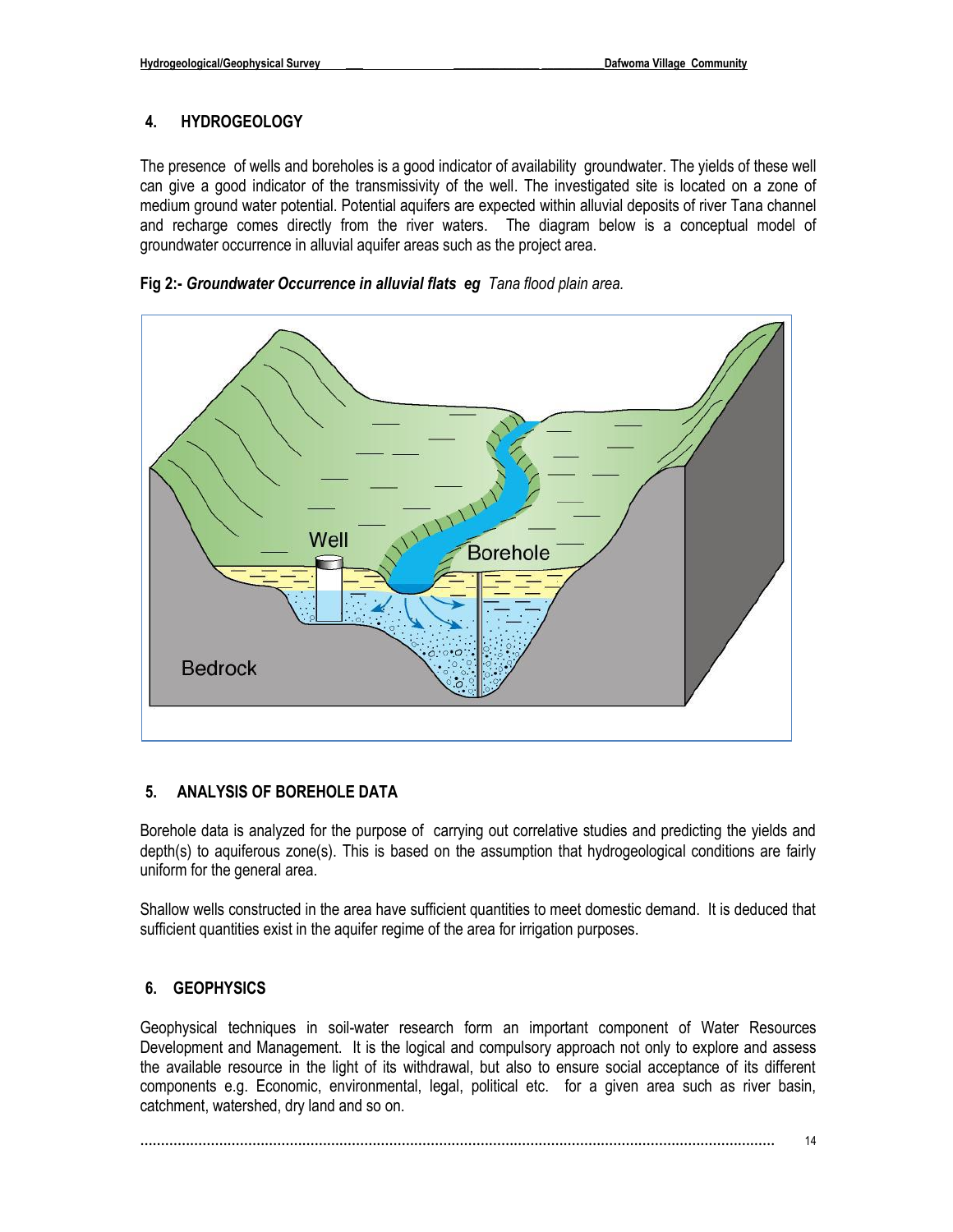## 4. HYDROGEOLOGY

The presence of wells and boreholes is a good indicator of availability groundwater. The yields of these well can give a good indicator of the transmissivity of the well. The investigated site is located on a zone of medium ground water potential. Potential aquifers are expected within alluvial deposits of river Tana channel and recharge comes directly from the river waters. The diagram below is a conceptual model of groundwater occurrence in alluvial aquifer areas such as the project area.

**Fig 2:-** ***Groundwater Occurrence in alluvial flats eg*** *Tana flood plain area.*

## 5. ANALYSIS OF BOREHOLE DATA

Borehole data is analyzed for the purpose of carrying out correlative studies and predicting the yields and depth(s) to aquiferous zone(s). This is based on the assumption that hydrogeological conditions are fairly uniform for the general area.

Shallow wells constructed in the area have sufficient quantities to meet domestic demand. It is deduced that sufficient quantities exist in the aquifer regime of the area for irrigation purposes.

## 6. GEOPHYSICS

Geophysical techniques in soil-water research form an important component of Water Resources Development and Management. It is the logical and compulsory approach not only to explore and assess the available resource in the light of its withdrawal, but also to ensure social acceptance of its different components e.g. Economic, environmental, legal, political etc. for a given area such as river basin, catchment, watershed, dry land and so on.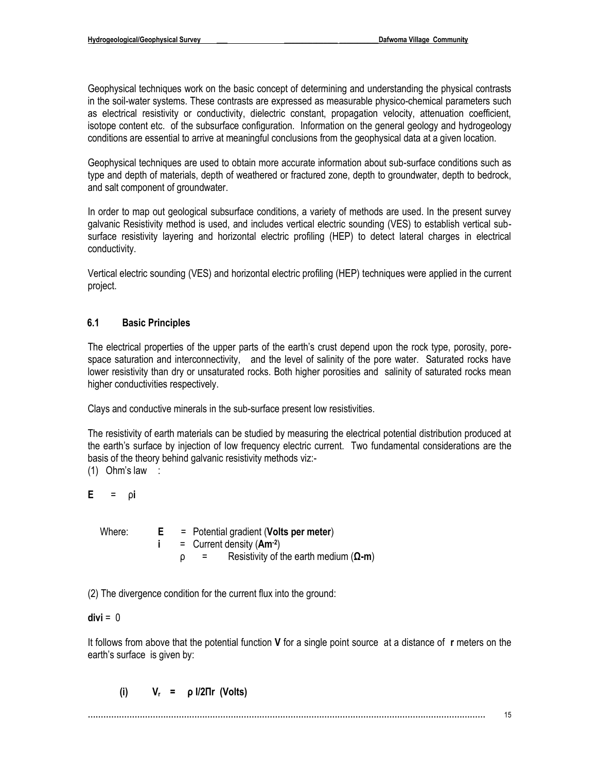Geophysical techniques work on the basic concept of determining and understanding the physical contrasts in the soil-water systems. These contrasts are expressed as measurable physico-chemical parameters such as electrical resistivity or conductivity, dielectric constant, propagation velocity, attenuation coefficient, isotope content etc. of the subsurface configuration. Information on the general geology and hydrogeology conditions are essential to arrive at meaningful conclusions from the geophysical data at a given location.

Geophysical techniques are used to obtain more accurate information about sub-surface conditions such as type and depth of materials, depth of weathered or fractured zone, depth to groundwater, depth to bedrock, and salt component of groundwater.

In order to map out geological subsurface conditions, a variety of methods are used. In the present survey galvanic Resistivity method is used, and includes vertical electric sounding (VES) to establish vertical sub-surface resistivity layering and horizontal electric profiling (HEP) to detect lateral charges in electrical conductivity.

Vertical electric sounding (VES) and horizontal electric profiling (HEP) techniques were applied in the current project.

## 6.1 Basic Principles

The electrical properties of the upper parts of the earth's crust depend upon the rock type, porosity, pore-space saturation and interconnectivity, and the level of salinity of the pore water. Saturated rocks have lower resistivity than dry or unsaturated rocks. Both higher porosities and salinity of saturated rocks mean higher conductivities respectively.

Clays and conductive minerals in the sub-surface present low resistivities.

The resistivity of earth materials can be studied by measuring the electrical potential distribution produced at the earth's surface by injection of low frequency electric current. Two fundamental considerations are the basis of the theory behind galvanic resistivity methods viz:-

(1) Ohm's law :

$$\mathbf{E} = \rho \mathbf{i}$$

Where: $\mathbf{E}$ = Potential gradient (**Volts per meter**)
$\mathbf{i}$ = Current density (**Am$^{-2}$**)
$\rho$ = Resistivity of the earth medium (**Ω-m**)

(2) The divergence condition for the current flux into the ground:

$$\mathbf{div\,i} = 0$$

It follows from above that the potential function **V** for a single point source at a distance of **r** meters on the earth's surface is given by:

$$\textbf{(i)} \qquad V_r = \rho I / 2\Pi r \text{ (Volts)}$$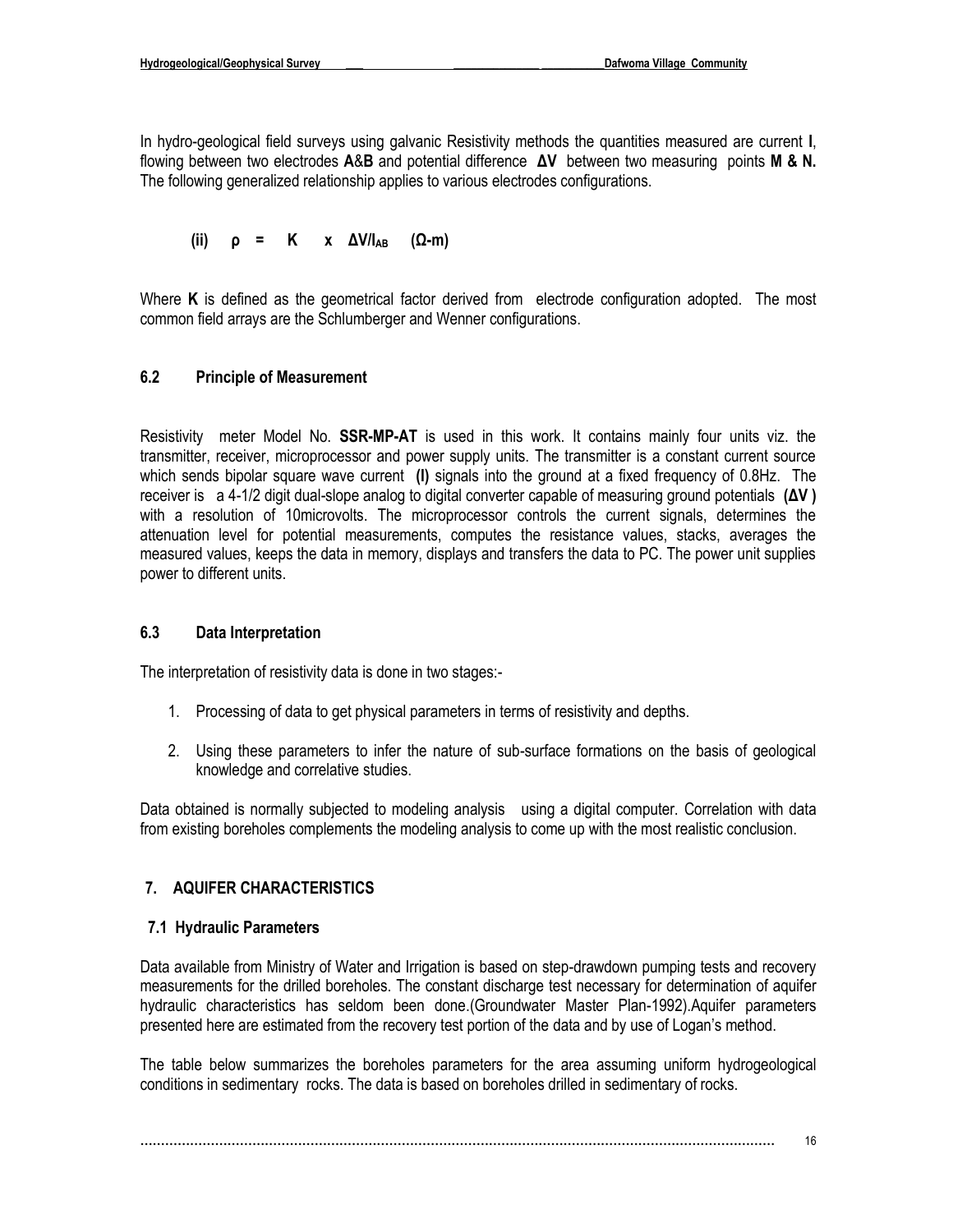In hydro-geological field surveys using galvanic Resistivity methods the quantities measured are current **I**, flowing between two electrodes **A**&**B** and potential difference **ΔV** between two measuring points **M & N.** The following generalized relationship applies to various electrodes configurations.

$$\text{(ii)} \quad \rho = K \times \Delta V / I_{AB} \quad (\Omega\text{-m})$$

Where **K** is defined as the geometrical factor derived from electrode configuration adopted. The most common field arrays are the Schlumberger and Wenner configurations.

### 6.2 Principle of Measurement

Resistivity meter Model No. **SSR-MP-AT** is used in this work. It contains mainly four units viz. the transmitter, receiver, microprocessor and power supply units. The transmitter is a constant current source which sends bipolar square wave current **(I)** signals into the ground at a fixed frequency of 0.8Hz. The receiver is a 4-1/2 digit dual-slope analog to digital converter capable of measuring ground potentials **(ΔV )** with a resolution of 10microvolts. The microprocessor controls the current signals, determines the attenuation level for potential measurements, computes the resistance values, stacks, averages the measured values, keeps the data in memory, displays and transfers the data to PC. The power unit supplies power to different units.

### 6.3 Data Interpretation

The interpretation of resistivity data is done in two stages:-

1. Processing of data to get physical parameters in terms of resistivity and depths.
2. Using these parameters to infer the nature of sub-surface formations on the basis of geological knowledge and correlative studies.

Data obtained is normally subjected to modeling analysis using a digital computer. Correlation with data from existing boreholes complements the modeling analysis to come up with the most realistic conclusion.

## 7. AQUIFER CHARACTERISTICS

### 7.1 Hydraulic Parameters

Data available from Ministry of Water and Irrigation is based on step-drawdown pumping tests and recovery measurements for the drilled boreholes. The constant discharge test necessary for determination of aquifer hydraulic characteristics has seldom been done.(Groundwater Master Plan-1992).Aquifer parameters presented here are estimated from the recovery test portion of the data and by use of Logan's method.

The table below summarizes the boreholes parameters for the area assuming uniform hydrogeological conditions in sedimentary rocks. The data is based on boreholes drilled in sedimentary of rocks.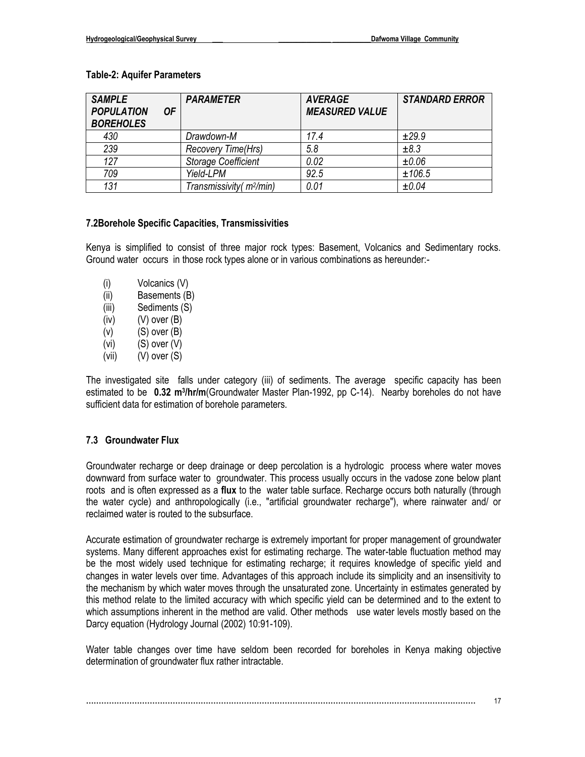**Table-2: Aquifer Parameters**

| *SAMPLE POPULATION OF BOREHOLES* | *PARAMETER* | *AVERAGE MEASURED VALUE* | *STANDARD ERROR* |
|---|---|---|---|
| *430* | *Drawdown-M* | *17.4* | *±29.9* |
| *239* | *Recovery Time(Hrs)* | *5.8* | *±8.3* |
| *127* | *Storage Coefficient* | *0.02* | *±0.06* |
| *709* | *Yield-LPM* | *92.5* | *±106.5* |
| *131* | *Transmissivity( $m^2/min$)* | *0.01* | *±0.04* |

### 7.2Borehole Specific Capacities, Transmissivities

Kenya is simplified to consist of three major rock types: Basement, Volcanics and Sedimentary rocks. Ground water occurs in those rock types alone or in various combinations as hereunder:-

(i) Volcanics (V)
(ii) Basements (B)
(iii) Sediments (S)
(iv) (V) over (B)
(v) (S) over (B)
(vi) (S) over (V)
(vii) (V) over (S)

The investigated site falls under category (iii) of sediments. The average specific capacity has been estimated to be **0.32 $m^3$/hr/m**(Groundwater Master Plan-1992, pp C-14). Nearby boreholes do not have sufficient data for estimation of borehole parameters.

### 7.3 Groundwater Flux

Groundwater recharge or deep drainage or deep percolation is a hydrologic process where water moves downward from surface water to groundwater. This process usually occurs in the vadose zone below plant roots and is often expressed as a **flux** to the water table surface. Recharge occurs both naturally (through the water cycle) and anthropologically (i.e., "artificial groundwater recharge"), where rainwater and/ or reclaimed water is routed to the subsurface.

Accurate estimation of groundwater recharge is extremely important for proper management of groundwater systems. Many different approaches exist for estimating recharge. The water-table fluctuation method may be the most widely used technique for estimating recharge; it requires knowledge of specific yield and changes in water levels over time. Advantages of this approach include its simplicity and an insensitivity to the mechanism by which water moves through the unsaturated zone. Uncertainty in estimates generated by this method relate to the limited accuracy with which specific yield can be determined and to the extent to which assumptions inherent in the method are valid. Other methods use water levels mostly based on the Darcy equation (Hydrology Journal (2002) 10:91-109).

Water table changes over time have seldom been recorded for boreholes in Kenya making objective determination of groundwater flux rather intractable.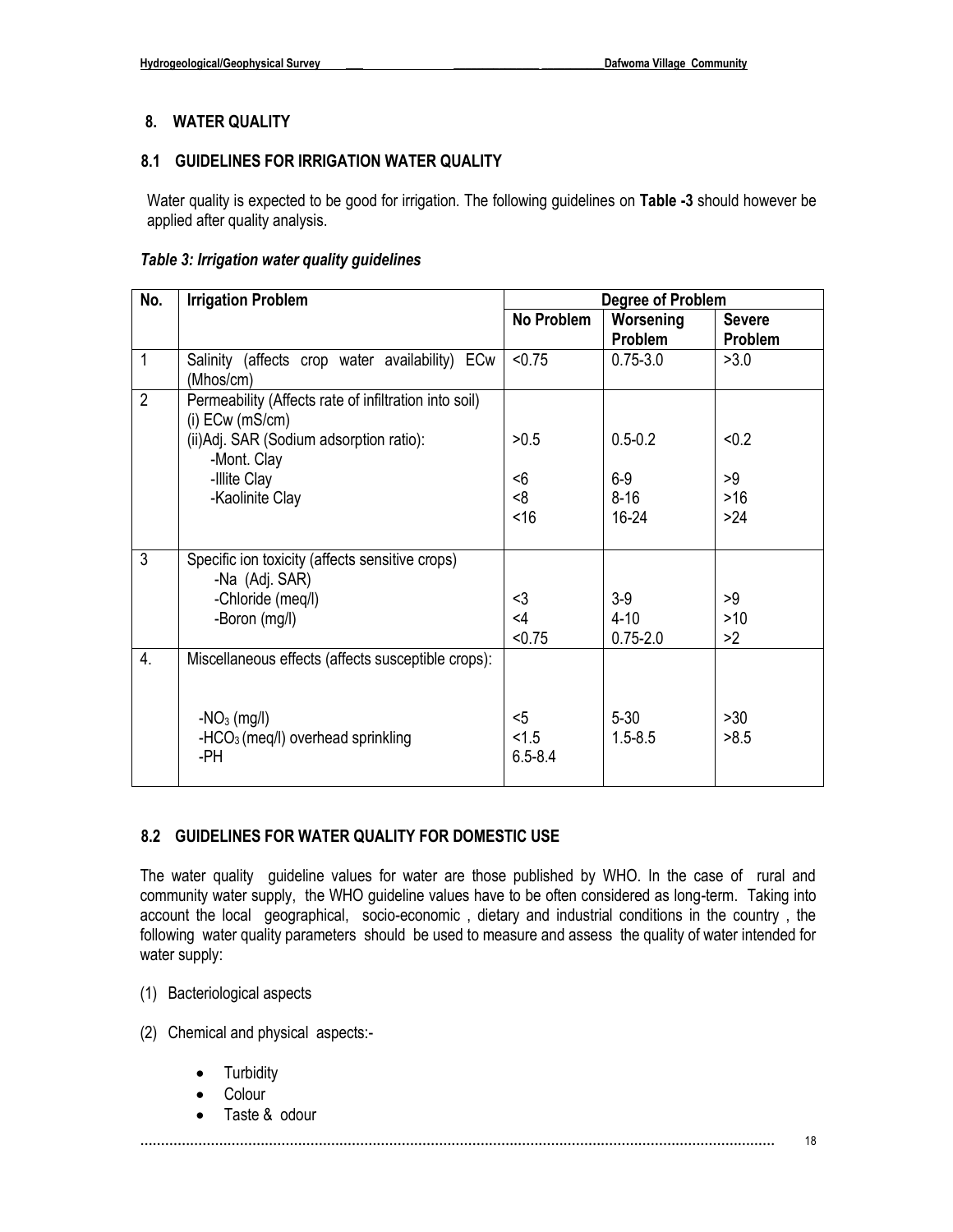## 8. WATER QUALITY

### 8.1 GUIDELINES FOR IRRIGATION WATER QUALITY

Water quality is expected to be good for irrigation. The following guidelines on **Table -3** should however be applied after quality analysis.

***Table 3: Irrigation water quality guidelines***

| No. | Irrigation Problem | Degree of Problem | | |
|---|---|---|---|---|
| | | **No Problem** | **Worsening Problem** | **Severe Problem** |
| 1 | Salinity (affects crop water availability) ECw (Mhos/cm) | <0.75 | 0.75-3.0 | >3.0 |
| 2 | Permeability (Affects rate of infiltration into soil)<br>(i) ECw (mS/cm)<br>(ii)Adj. SAR (Sodium adsorption ratio):<br>-Mont. Clay<br>-Illite Clay<br>-Kaolinite Clay | >0.5<br><6<br><8<br><16 | 0.5-0.2<br>6-9<br>8-16<br>16-24 | <0.2<br>>9<br>>16<br>>24 |
| 3 | Specific ion toxicity (affects sensitive crops)<br>-Na (Adj. SAR)<br>-Chloride (meq/l)<br>-Boron (mg/l) | <3<br><4<br><0.75 | 3-9<br>4-10<br>0.75-2.0 | >9<br>>10<br>>2 |
| 4. | Miscellaneous effects (affects susceptible crops):<br>-$NO_3$ (mg/l)<br>-$HCO_3$ (meq/l) overhead sprinkling<br>-PH | <5<br><1.5<br>6.5-8.4 | 5-30<br>1.5-8.5 | >30<br>>8.5 |

### 8.2 GUIDELINES FOR WATER QUALITY FOR DOMESTIC USE

The water quality guideline values for water are those published by WHO. In the case of rural and community water supply, the WHO guideline values have to be often considered as long-term. Taking into account the local geographical, socio-economic , dietary and industrial conditions in the country , the following water quality parameters should be used to measure and assess the quality of water intended for water supply:

(1) Bacteriological aspects

(2) Chemical and physical aspects:-

- Turbidity
- Colour
- Taste & odour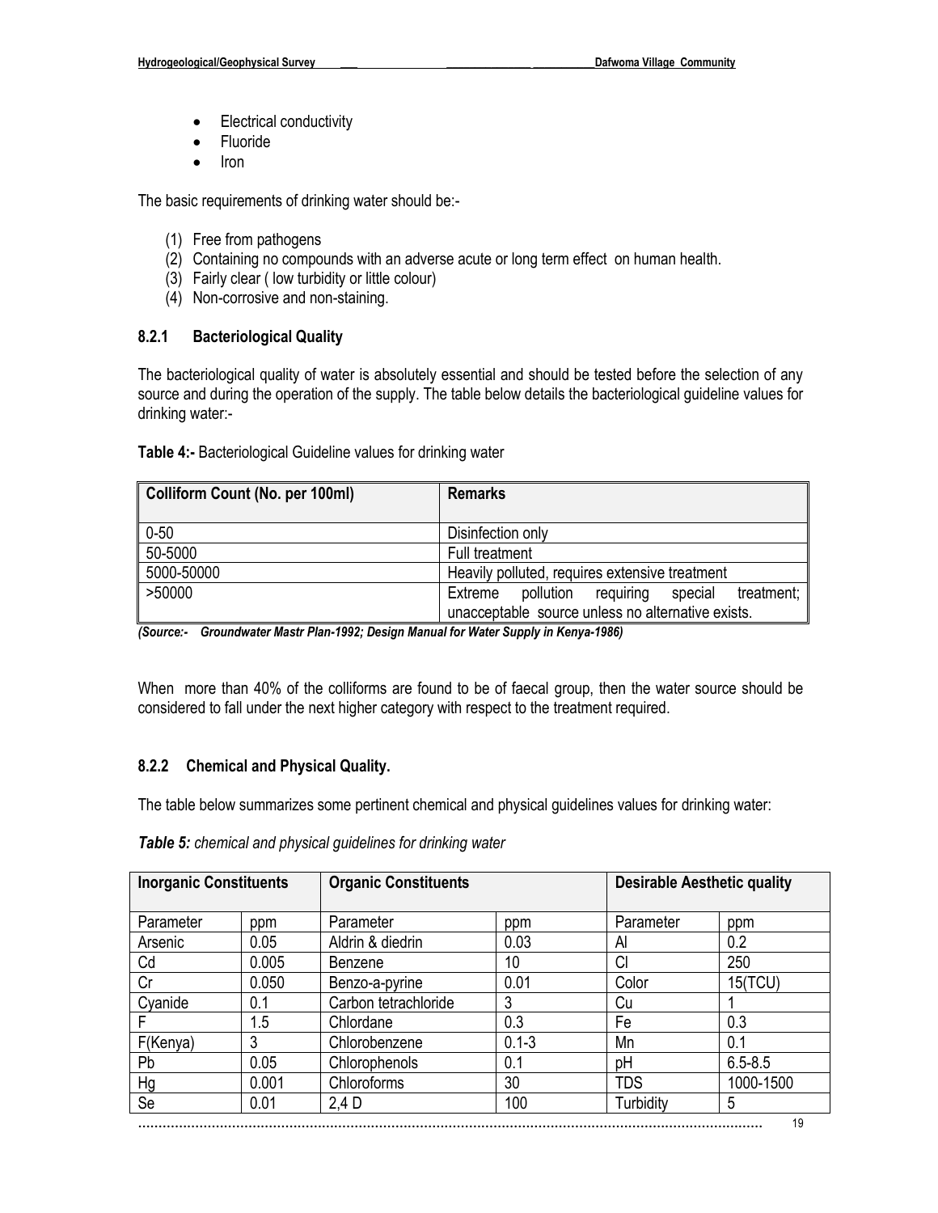- Electrical conductivity
- Fluoride
- Iron

The basic requirements of drinking water should be:-

(1) Free from pathogens
(2) Containing no compounds with an adverse acute or long term effect on human health.
(3) Fairly clear ( low turbidity or little colour)
(4) Non-corrosive and non-staining.

### 8.2.1 Bacteriological Quality

The bacteriological quality of water is absolutely essential and should be tested before the selection of any source and during the operation of the supply. The table below details the bacteriological guideline values for drinking water:-

**Table 4:-** Bacteriological Guideline values for drinking water

| Colliform Count (No. per 100ml) | Remarks |
|---|---|
| 0-50 | Disinfection only |
| 50-5000 | Full treatment |
| 5000-50000 | Heavily polluted, requires extensive treatment |
| >50000 | Extreme pollution requiring special treatment; unacceptable source unless no alternative exists. |

*(Source:- Groundwater Mastr Plan-1992; Design Manual for Water Supply in Kenya-1986)*

When more than 40% of the colliforms are found to be of faecal group, then the water source should be considered to fall under the next higher category with respect to the treatment required.

### 8.2.2 Chemical and Physical Quality.

The table below summarizes some pertinent chemical and physical guidelines values for drinking water:

***Table 5:*** *chemical and physical guidelines for drinking water*

| Inorganic Constituents | | Organic Constituents | | Desirable Aesthetic quality | |
|---|---|---|---|---|---|
| Parameter | ppm | Parameter | ppm | Parameter | ppm |
| Arsenic | 0.05 | Aldrin & diedrin | 0.03 | Al | 0.2 |
| Cd | 0.005 | Benzene | 10 | Cl | 250 |
| Cr | 0.050 | Benzo-a-pyrine | 0.01 | Color | 15(TCU) |
| Cyanide | 0.1 | Carbon tetrachloride | 3 | Cu | 1 |
| F | 1.5 | Chlordane | 0.3 | Fe | 0.3 |
| F(Kenya) | 3 | Chlorobenzene | 0.1-3 | Mn | 0.1 |
| Pb | 0.05 | Chlorophenols | 0.1 | pH | 6.5-8.5 |
| Hg | 0.001 | Chloroforms | 30 | TDS | 1000-1500 |
| Se | 0.01 | 2,4 D | 100 | Turbidity | 5 |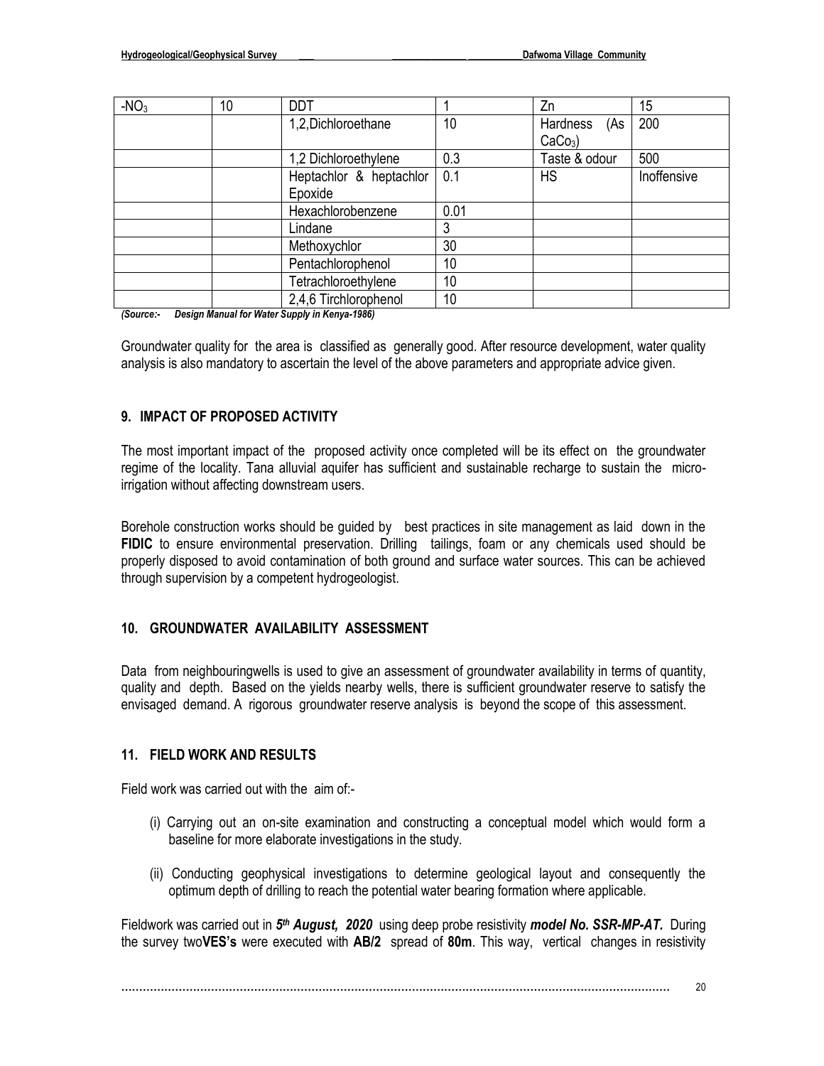| $-NO_3$ | 10 | DDT | 1 | Zn | 15 |
|---|---|---|---|---|---|
| | | 1,2,Dichloroethane | 10 | Hardness (As $CaCo_3$) | 200 |
| | | 1,2 Dichloroethylene | 0.3 | Taste & odour | 500 |
| | | Heptachlor & heptachlor Epoxide | 0.1 | HS | Inoffensive |
| | | Hexachlorobenzene | 0.01 | | |
| | | Lindane | 3 | | |
| | | Methoxychlor | 30 | | |
| | | Pentachlorophenol | 10 | | |
| | | Tetrachloroethylene | 10 | | |
| | | 2,4,6 Tirchlorophenol | 10 | | |

***(Source:- Design Manual for Water Supply in Kenya-1986)***

Groundwater quality for the area is classified as generally good. After resource development, water quality analysis is also mandatory to ascertain the level of the above parameters and appropriate advice given.

## 9. IMPACT OF PROPOSED ACTIVITY

The most important impact of the proposed activity once completed will be its effect on the groundwater regime of the locality. Tana alluvial aquifer has sufficient and sustainable recharge to sustain the micro-irrigation without affecting downstream users.

Borehole construction works should be guided by best practices in site management as laid down in the **FIDIC** to ensure environmental preservation. Drilling tailings, foam or any chemicals used should be properly disposed to avoid contamination of both ground and surface water sources. This can be achieved through supervision by a competent hydrogeologist.

## 10. GROUNDWATER AVAILABILITY ASSESSMENT

Data from neighbouringwells is used to give an assessment of groundwater availability in terms of quantity, quality and depth. Based on the yields nearby wells, there is sufficient groundwater reserve to satisfy the envisaged demand. A rigorous groundwater reserve analysis is beyond the scope of this assessment.

## 11. FIELD WORK AND RESULTS

Field work was carried out with the aim of:-

(i) Carrying out an on-site examination and constructing a conceptual model which would form a baseline for more elaborate investigations in the study.

(ii) Conducting geophysical investigations to determine geological layout and consequently the optimum depth of drilling to reach the potential water bearing formation where applicable.

Fieldwork was carried out in ***5th August, 2020*** using deep probe resistivity ***model No. SSR-MP-AT.*** During the survey two**VES's** were executed with **AB/2** spread of **80m**. This way, vertical changes in resistivity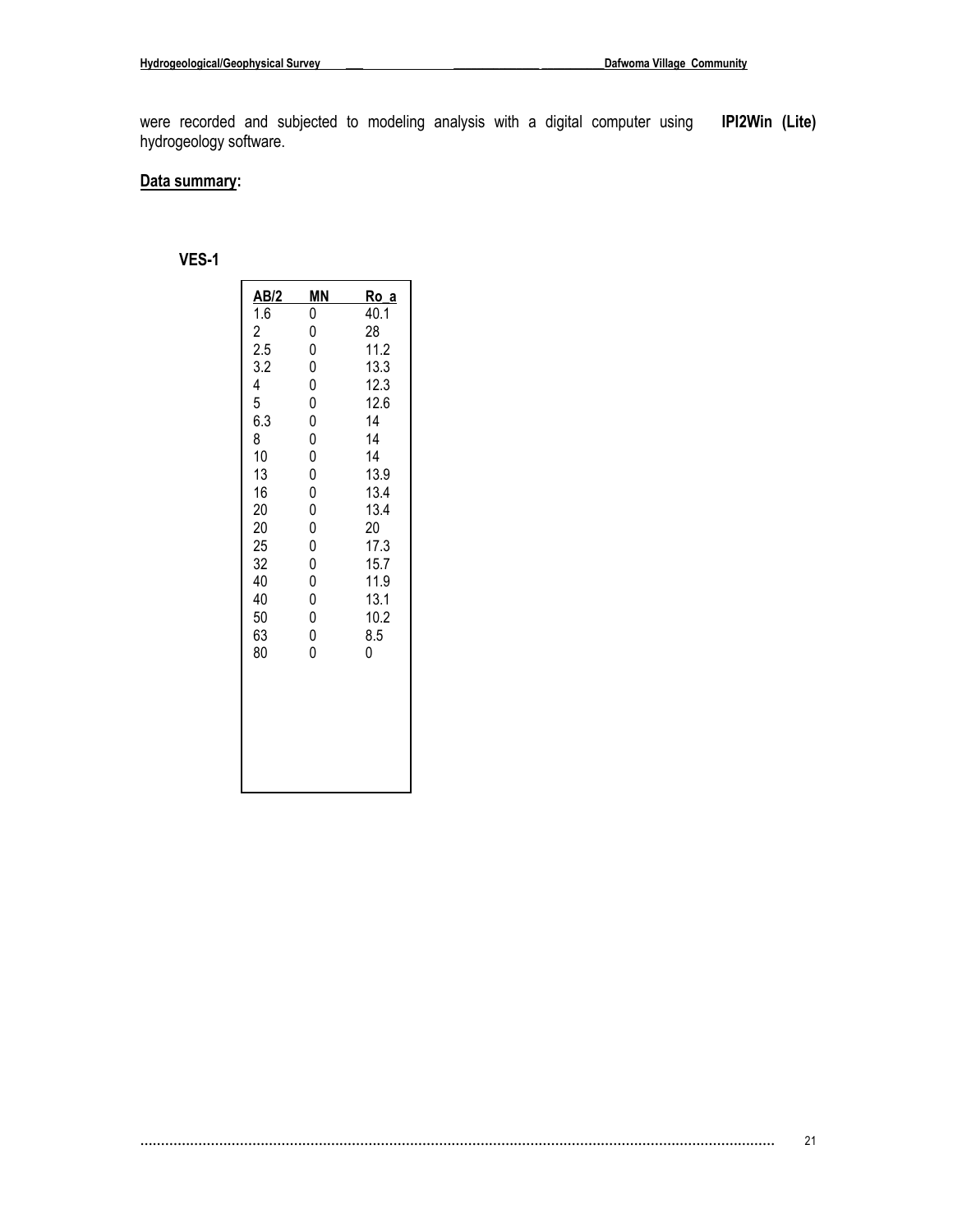were recorded and subjected to modeling analysis with a digital computer using **IPI2Win (Lite)** hydrogeology software.

**Data summary:**

**VES-1**

| AB/2 | MN | Ro_a |
|---|---|---|
| 1.6 | 0 | 40.1 |
| 2 | 0 | 28 |
| 2.5 | 0 | 11.2 |
| 3.2 | 0 | 13.3 |
| 4 | 0 | 12.3 |
| 5 | 0 | 12.6 |
| 6.3 | 0 | 14 |
| 8 | 0 | 14 |
| 10 | 0 | 14 |
| 13 | 0 | 13.9 |
| 16 | 0 | 13.4 |
| 20 | 0 | 13.4 |
| 20 | 0 | 20 |
| 25 | 0 | 17.3 |
| 32 | 0 | 15.7 |
| 40 | 0 | 11.9 |
| 40 | 0 | 13.1 |
| 50 | 0 | 10.2 |
| 63 | 0 | 8.5 |
| 80 | 0 | 0 |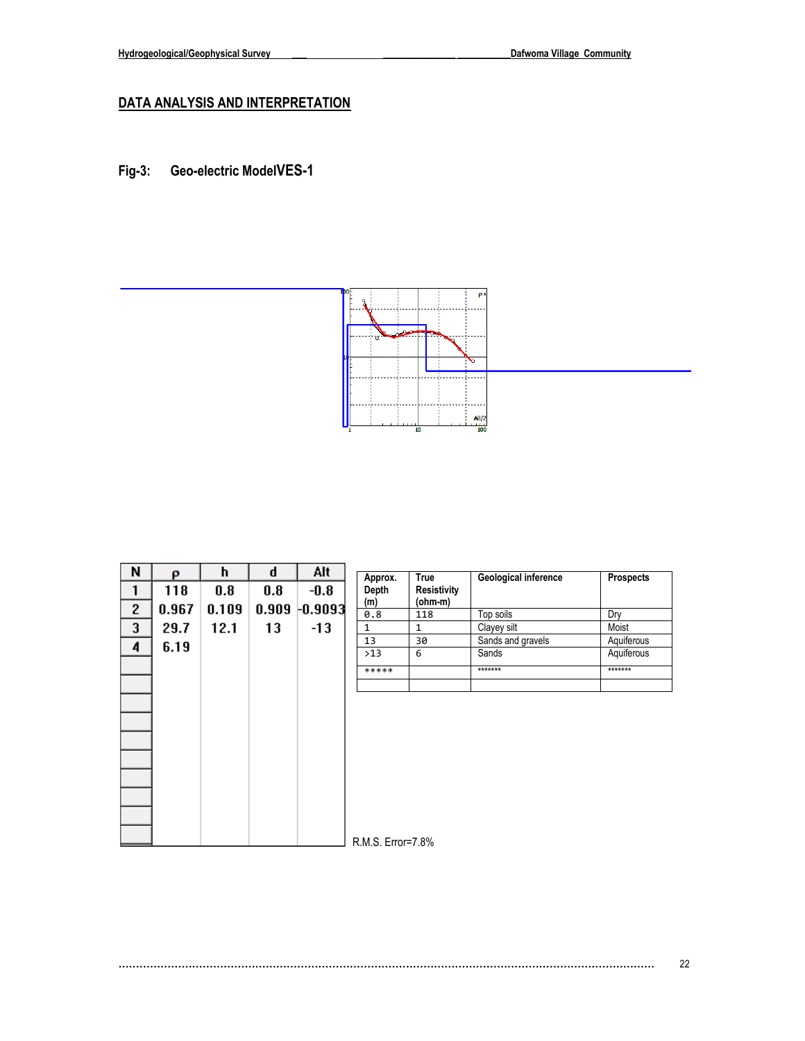## DATA ANALYSIS AND INTERPRETATION

**Fig-3: Geo-electric ModelVES-1**

| N | ρ | h | d | Alt |
|---|---|---|---|---|
| 1 | 118 | 0.8 | 0.8 | -0.8 |
| 2 | 0.967 | 0.109 | 0.909 | -0.9093 |
| 3 | 29.7 | 12.1 | 13 | -13 |
| 4 | 6.19 | | | |

| Approx. Depth (m) | True Resistivity (ohm-m) | Geological inference | Prospects |
|---|---|---|---|
| 0.8 | 118 | Top soils | Dry |
| 1 | 1 | Clayey silt | Moist |
| 13 | 30 | Sands and gravels | Aquiferous |
| >13 | 6 | Sands | Aquiferous |
| ***** | | ******* | ******* |
| | | | |

R.M.S. Error=7.8%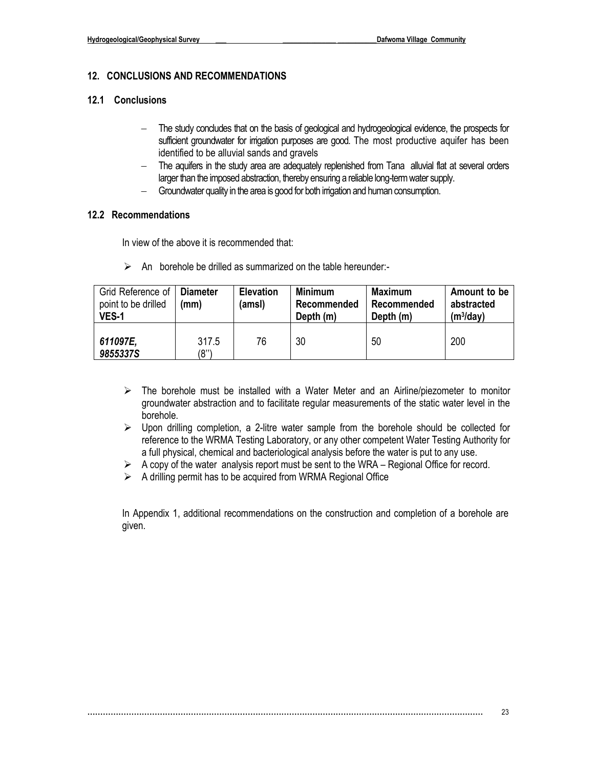## 12. CONCLUSIONS AND RECOMMENDATIONS

### 12.1 Conclusions

- The study concludes that on the basis of geological and hydrogeological evidence, the prospects for sufficient groundwater for irrigation purposes are good. The most productive aquifer has been identified to be alluvial sands and gravels
- The aquifers in the study area are adequately replenished from Tana alluvial flat at several orders larger than the imposed abstraction, thereby ensuring a reliable long-term water supply.
- Groundwater quality in the area is good for both irrigation and human consumption.

### 12.2 Recommendations

In view of the above it is recommended that:

- An borehole be drilled as summarized on the table hereunder:-

| Grid Reference of point to be drilled **VES-1** | **Diameter (mm)** | **Elevation (amsl)** | **Minimum Recommended Depth (m)** | **Maximum Recommended Depth (m)** | **Amount to be abstracted ($m^3$/day)** |
|---|---|---|---|---|---|
| ***611097E, 9855337S*** | 317.5 (8'') | 76 | 30 | 50 | 200 |

- The borehole must be installed with a Water Meter and an Airline/piezometer to monitor groundwater abstraction and to facilitate regular measurements of the static water level in the borehole.
- Upon drilling completion, a 2-litre water sample from the borehole should be collected for reference to the WRMA Testing Laboratory, or any other competent Water Testing Authority for a full physical, chemical and bacteriological analysis before the water is put to any use.
- A copy of the water analysis report must be sent to the WRA – Regional Office for record.
- A drilling permit has to be acquired from WRMA Regional Office

In Appendix 1, additional recommendations on the construction and completion of a borehole are given.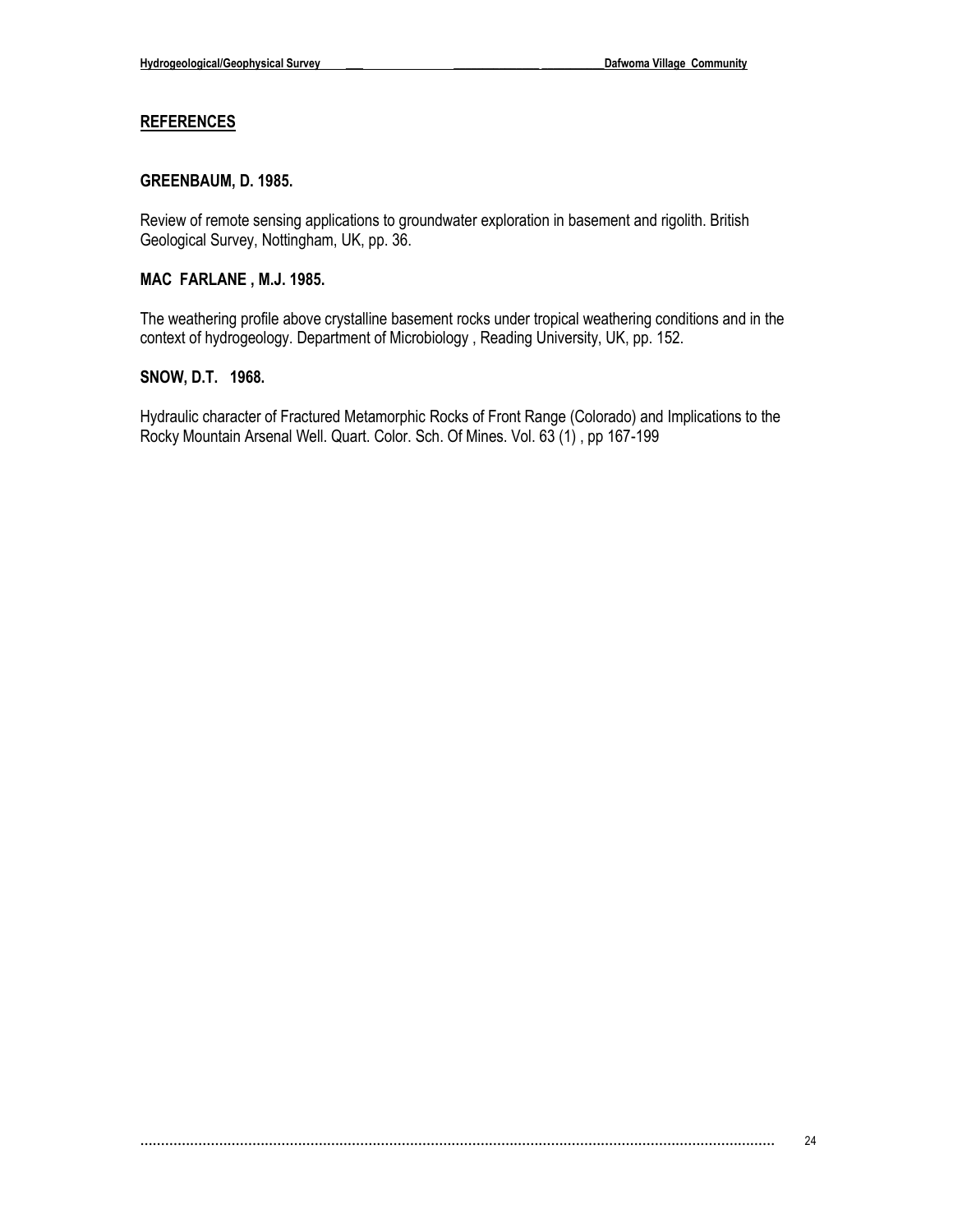## REFERENCES

**GREENBAUM, D. 1985.**

Review of remote sensing applications to groundwater exploration in basement and rigolith. British Geological Survey, Nottingham, UK, pp. 36.

**MAC FARLANE , M.J. 1985.**

The weathering profile above crystalline basement rocks under tropical weathering conditions and in the context of hydrogeology. Department of Microbiology , Reading University, UK, pp. 152.

**SNOW, D.T. 1968.**

Hydraulic character of Fractured Metamorphic Rocks of Front Range (Colorado) and Implications to the Rocky Mountain Arsenal Well. Quart. Color. Sch. Of Mines. Vol. 63 (1) , pp 167-199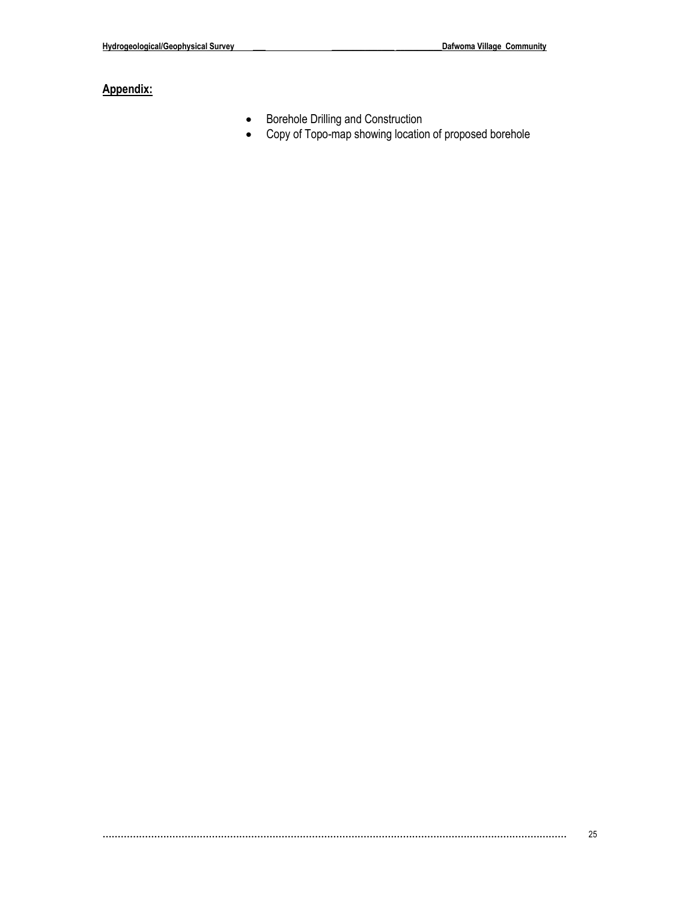## Appendix:

- Borehole Drilling and Construction
- Copy of Topo-map showing location of proposed borehole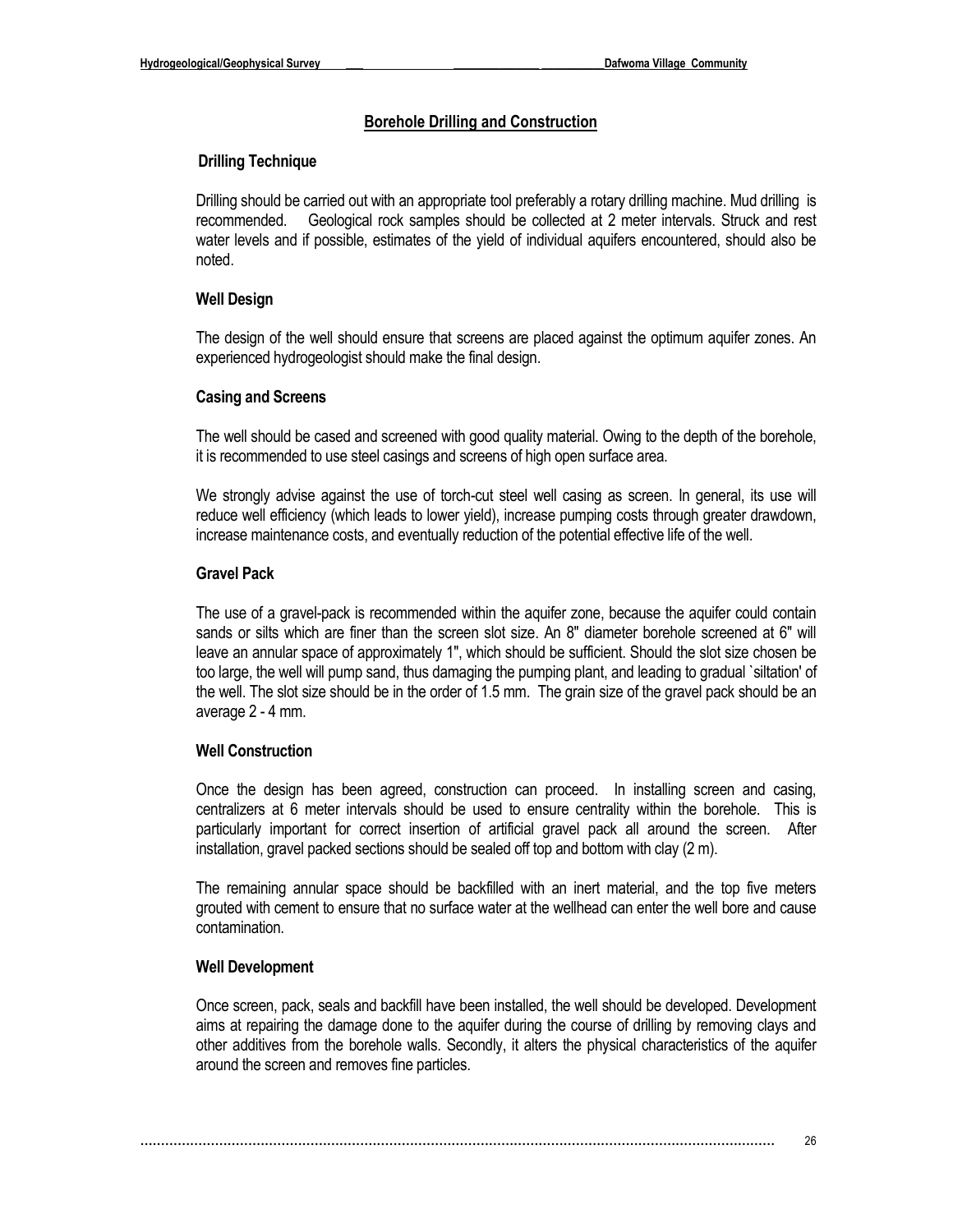## Borehole Drilling and Construction

### Drilling Technique

Drilling should be carried out with an appropriate tool preferably a rotary drilling machine. Mud drilling is recommended. Geological rock samples should be collected at 2 meter intervals. Struck and rest water levels and if possible, estimates of the yield of individual aquifers encountered, should also be noted.

### Well Design

The design of the well should ensure that screens are placed against the optimum aquifer zones. An experienced hydrogeologist should make the final design.

### Casing and Screens

The well should be cased and screened with good quality material. Owing to the depth of the borehole, it is recommended to use steel casings and screens of high open surface area.

We strongly advise against the use of torch-cut steel well casing as screen. In general, its use will reduce well efficiency (which leads to lower yield), increase pumping costs through greater drawdown, increase maintenance costs, and eventually reduction of the potential effective life of the well.

### Gravel Pack

The use of a gravel-pack is recommended within the aquifer zone, because the aquifer could contain sands or silts which are finer than the screen slot size. An 8" diameter borehole screened at 6" will leave an annular space of approximately 1", which should be sufficient. Should the slot size chosen be too large, the well will pump sand, thus damaging the pumping plant, and leading to gradual `siltation' of the well. The slot size should be in the order of 1.5 mm. The grain size of the gravel pack should be an average 2 - 4 mm.

### Well Construction

Once the design has been agreed, construction can proceed. In installing screen and casing, centralizers at 6 meter intervals should be used to ensure centrality within the borehole. This is particularly important for correct insertion of artificial gravel pack all around the screen. After installation, gravel packed sections should be sealed off top and bottom with clay (2 m).

The remaining annular space should be backfilled with an inert material, and the top five meters grouted with cement to ensure that no surface water at the wellhead can enter the well bore and cause contamination.

### Well Development

Once screen, pack, seals and backfill have been installed, the well should be developed. Development aims at repairing the damage done to the aquifer during the course of drilling by removing clays and other additives from the borehole walls. Secondly, it alters the physical characteristics of the aquifer around the screen and removes fine particles.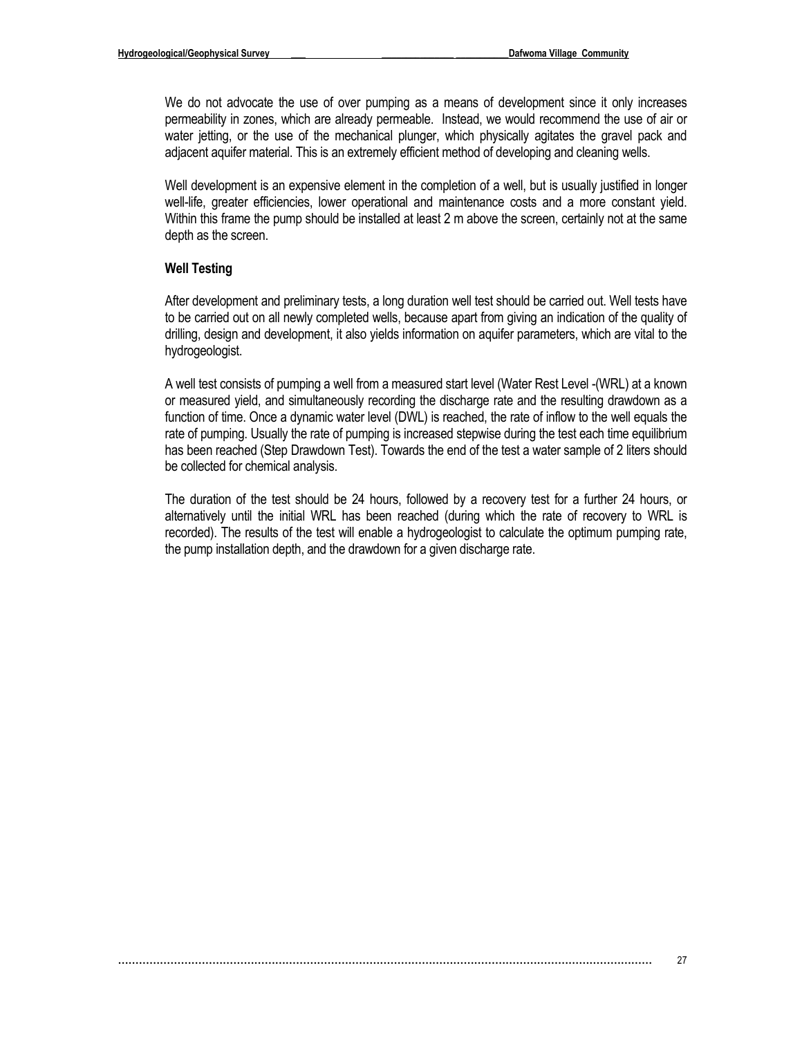We do not advocate the use of over pumping as a means of development since it only increases permeability in zones, which are already permeable. Instead, we would recommend the use of air or water jetting, or the use of the mechanical plunger, which physically agitates the gravel pack and adjacent aquifer material. This is an extremely efficient method of developing and cleaning wells.

Well development is an expensive element in the completion of a well, but is usually justified in longer well-life, greater efficiencies, lower operational and maintenance costs and a more constant yield. Within this frame the pump should be installed at least 2 m above the screen, certainly not at the same depth as the screen.

**Well Testing**

After development and preliminary tests, a long duration well test should be carried out. Well tests have to be carried out on all newly completed wells, because apart from giving an indication of the quality of drilling, design and development, it also yields information on aquifer parameters, which are vital to the hydrogeologist.

A well test consists of pumping a well from a measured start level (Water Rest Level -(WRL) at a known or measured yield, and simultaneously recording the discharge rate and the resulting drawdown as a function of time. Once a dynamic water level (DWL) is reached, the rate of inflow to the well equals the rate of pumping. Usually the rate of pumping is increased stepwise during the test each time equilibrium has been reached (Step Drawdown Test). Towards the end of the test a water sample of 2 liters should be collected for chemical analysis.

The duration of the test should be 24 hours, followed by a recovery test for a further 24 hours, or alternatively until the initial WRL has been reached (during which the rate of recovery to WRL is recorded). The results of the test will enable a hydrogeologist to calculate the optimum pumping rate, the pump installation depth, and the drawdown for a given discharge rate.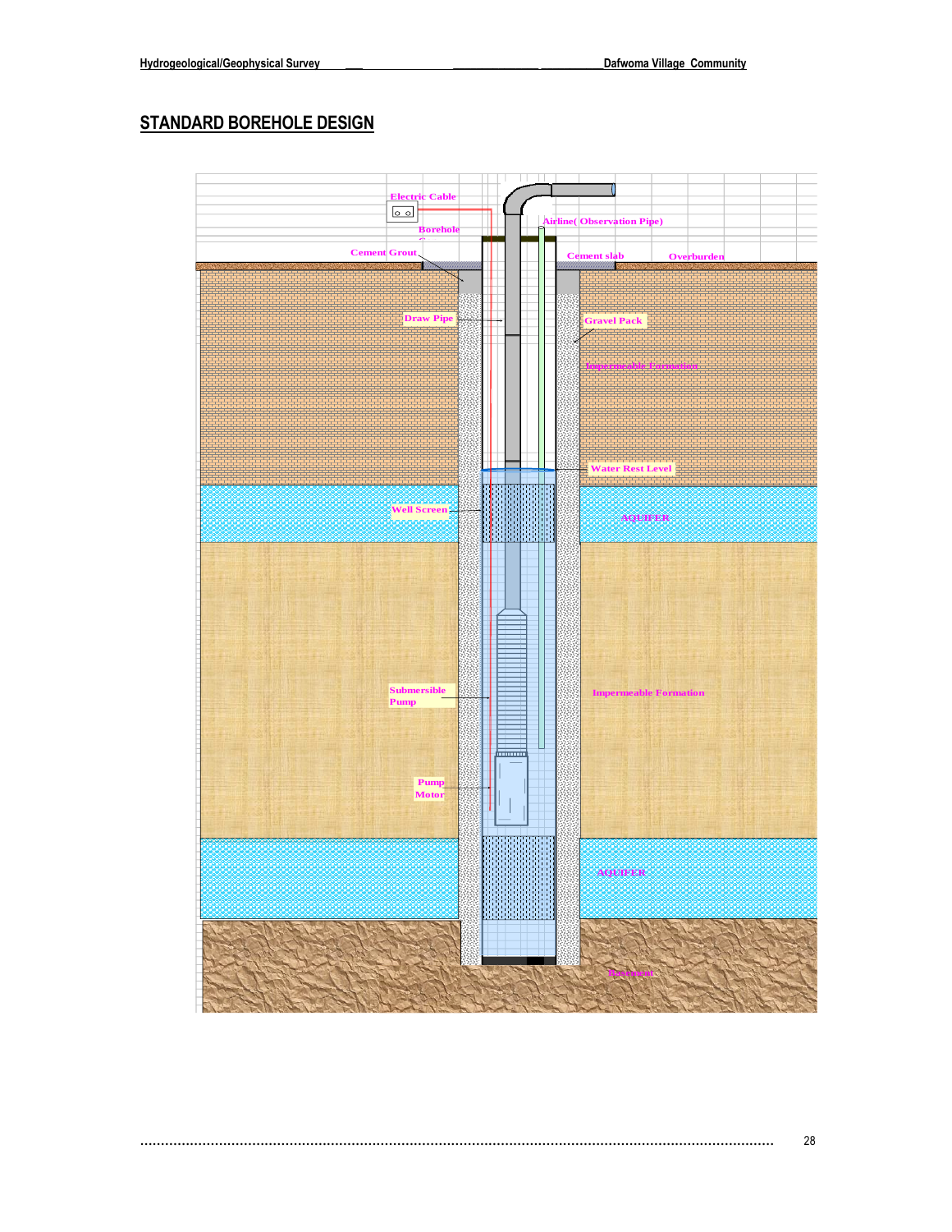## STANDARD BOREHOLE DESIGN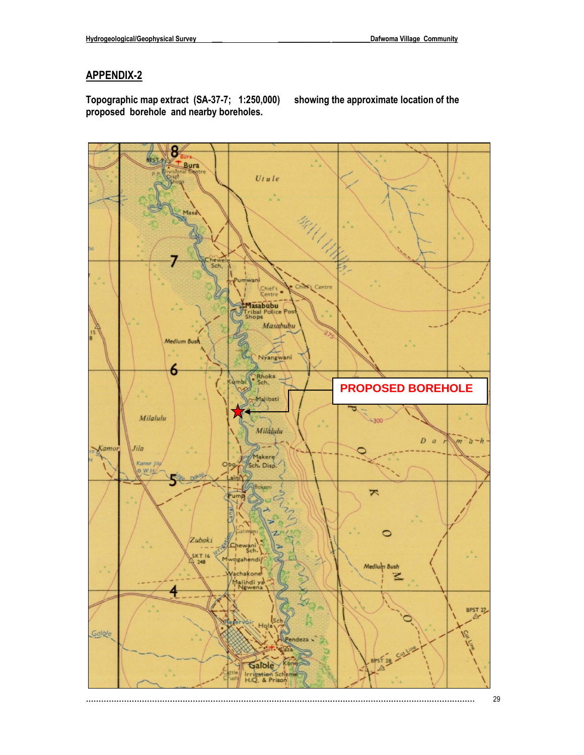## APPENDIX-2

**Topographic map extract (SA-37-7; 1:250,000) showing the approximate location of the proposed borehole and nearby boreholes.**

PROPOSED BOREHOLE